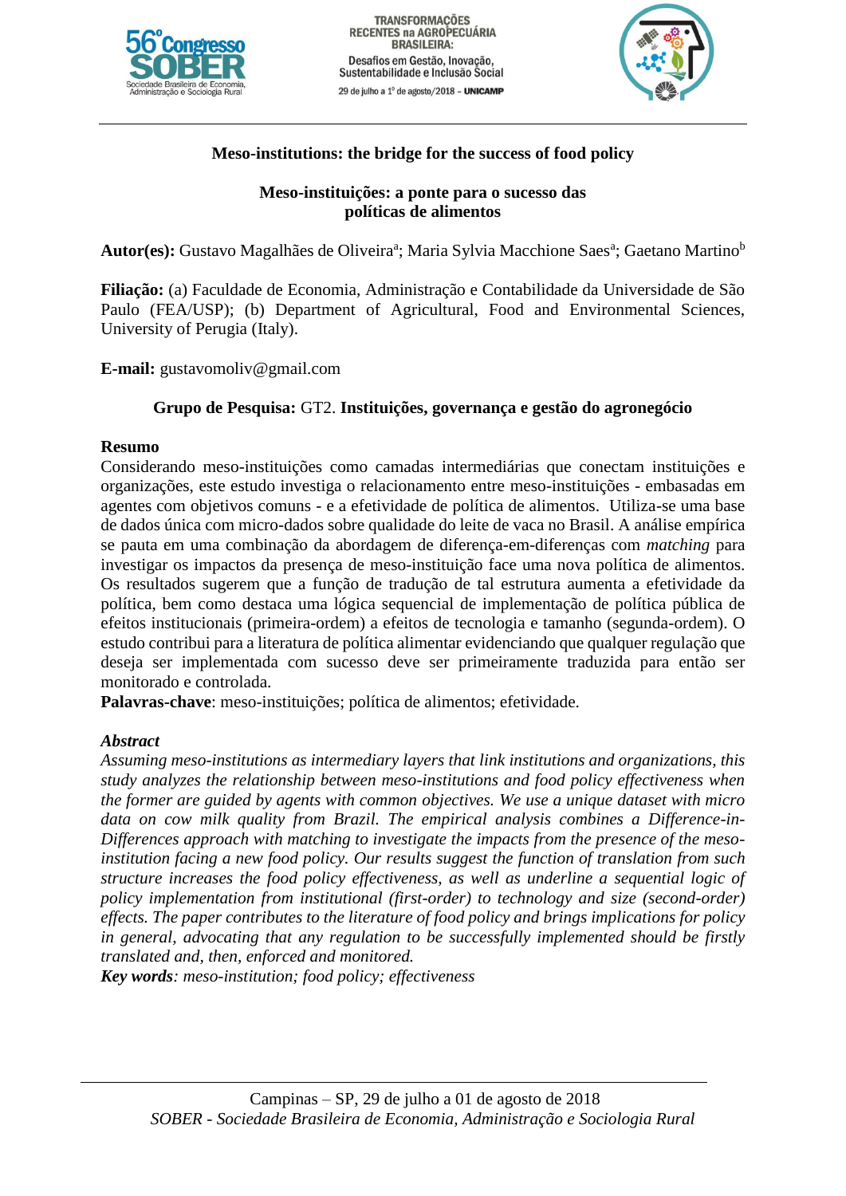# Meso-institutions: the bridge for the success of food policy

## Meso-instituições: a ponte para o sucesso das políticas de alimentos

**Autor(es):** Gustavo Magalhães de Oliveira[a]; Maria Sylvia Macchione Saes[a]; Gaetano Martino[b]

**Filiação:** (a) Faculdade de Economia, Administração e Contabilidade da Universidade de São Paulo (FEA/USP); (b) Department of Agricultural, Food and Environmental Sciences, University of Perugia (Italy).

**E-mail:** gustavomoliv@gmail.com

**Grupo de Pesquisa:** GT2. **Instituições, governança e gestão do agronegócio**

### Resumo

Considerando meso-instituições como camadas intermediárias que conectam instituições e organizações, este estudo investiga o relacionamento entre meso-instituições - embasadas em agentes com objetivos comuns - e a efetividade de política de alimentos. Utiliza-se uma base de dados única com micro-dados sobre qualidade do leite de vaca no Brasil. A análise empírica se pauta em uma combinação da abordagem de diferença-em-diferenças com *matching* para investigar os impactos da presença de meso-instituição face uma nova política de alimentos. Os resultados sugerem que a função de tradução de tal estrutura aumenta a efetividade da política, bem como destaca uma lógica sequencial de implementação de política pública de efeitos institucionais (primeira-ordem) a efeitos de tecnologia e tamanho (segunda-ordem). O estudo contribui para a literatura de política alimentar evidenciando que qualquer regulação que deseja ser implementada com sucesso deve ser primeiramente traduzida para então ser monitorado e controlada.

**Palavras-chave**: meso-instituições; política de alimentos; efetividade.

### *Abstract*

*Assuming meso-institutions as intermediary layers that link institutions and organizations, this study analyzes the relationship between meso-institutions and food policy effectiveness when the former are guided by agents with common objectives. We use a unique dataset with micro data on cow milk quality from Brazil. The empirical analysis combines a Difference-in-Differences approach with matching to investigate the impacts from the presence of the meso-institution facing a new food policy. Our results suggest the function of translation from such structure increases the food policy effectiveness, as well as underline a sequential logic of policy implementation from institutional (first-order) to technology and size (second-order) effects. The paper contributes to the literature of food policy and brings implications for policy in general, advocating that any regulation to be successfully implemented should be firstly translated and, then, enforced and monitored.*

***Key words****: meso-institution; food policy; effectiveness*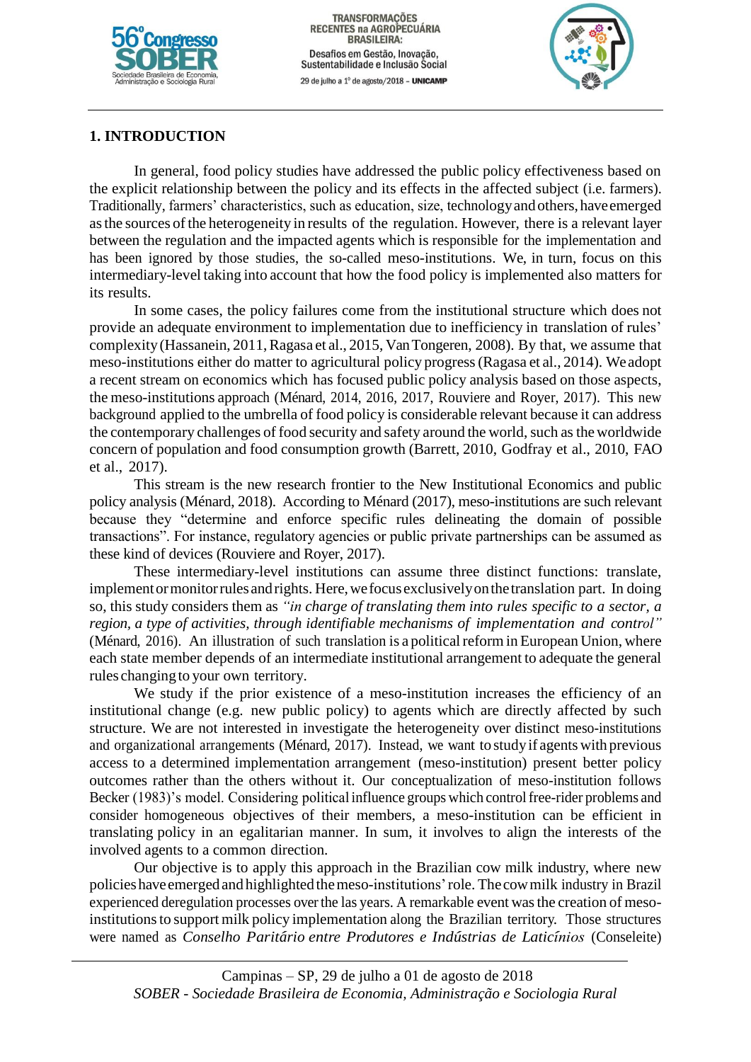## 1. INTRODUCTION

In general, food policy studies have addressed the public policy effectiveness based on the explicit relationship between the policy and its effects in the affected subject (i.e. farmers). Traditionally, farmers' characteristics, such as education, size, technology and others, have emerged as the sources of the heterogeneity in results of the regulation. However, there is a relevant layer between the regulation and the impacted agents which is responsible for the implementation and has been ignored by those studies, the so-called meso-institutions. We, in turn, focus on this intermediary-level taking into account that how the food policy is implemented also matters for its results.

In some cases, the policy failures come from the institutional structure which does not provide an adequate environment to implementation due to inefficiency in translation of rules' complexity (Hassanein, 2011, Ragasa et al., 2015, Van Tongeren, 2008). By that, we assume that meso-institutions either do matter to agricultural policy progress (Ragasa et al., 2014). We adopt a recent stream on economics which has focused public policy analysis based on those aspects, the meso-institutions approach (Ménard, 2014, 2016, 2017, Rouviere and Royer, 2017). This new background applied to the umbrella of food policy is considerable relevant because it can address the contemporary challenges of food security and safety around the world, such as the worldwide concern of population and food consumption growth (Barrett, 2010, Godfray et al., 2010, FAO et al., 2017).

This stream is the new research frontier to the New Institutional Economics and public policy analysis (Ménard, 2018). According to Ménard (2017), meso-institutions are such relevant because they "determine and enforce specific rules delineating the domain of possible transactions". For instance, regulatory agencies or public private partnerships can be assumed as these kind of devices (Rouviere and Royer, 2017).

These intermediary-level institutions can assume three distinct functions: translate, implement or monitor rules and rights. Here, we focus exclusively on the translation part. In doing so, this study considers them as *"in charge of translating them into rules specific to a sector, a region, a type of activities, through identifiable mechanisms of implementation and control"* (Ménard, 2016). An illustration of such translation is a political reform in European Union, where each state member depends of an intermediate institutional arrangement to adequate the general rules changing to your own territory.

We study if the prior existence of a meso-institution increases the efficiency of an institutional change (e.g. new public policy) to agents which are directly affected by such structure. We are not interested in investigate the heterogeneity over distinct meso-institutions and organizational arrangements (Ménard, 2017). Instead, we want to study if agents with previous access to a determined implementation arrangement (meso-institution) present better policy outcomes rather than the others without it. Our conceptualization of meso-institution follows Becker (1983)'s model. Considering political influence groups which control free-rider problems and consider homogeneous objectives of their members, a meso-institution can be efficient in translating policy in an egalitarian manner. In sum, it involves to align the interests of the involved agents to a common direction.

Our objective is to apply this approach in the Brazilian cow milk industry, where new policies have emerged and highlighted the meso-institutions' role. The cow milk industry in Brazil experienced deregulation processes over the las years. A remarkable event was the creation of meso-institutions to support milk policy implementation along the Brazilian territory. Those structures were named as *Conselho Paritário entre Produtores e Indústrias de Laticínios* (Conseleite)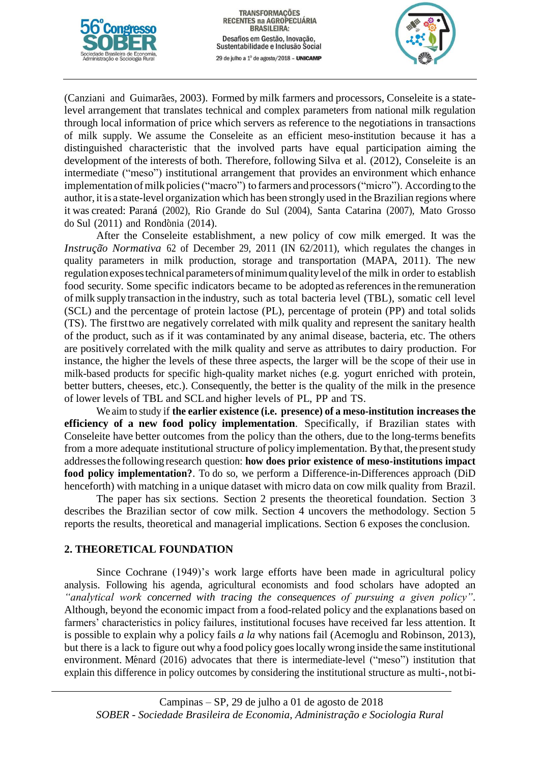(Canziani and Guimarães, 2003). Formed by milk farmers and processors, Conseleite is a state-level arrangement that translates technical and complex parameters from national milk regulation through local information of price which servers as reference to the negotiations in transactions of milk supply. We assume the Conseleite as an efficient meso-institution because it has a distinguished characteristic that the involved parts have equal participation aiming the development of the interests of both. Therefore, following Silva et al. (2012), Conseleite is an intermediate ("meso") institutional arrangement that provides an environment which enhance implementation of milk policies ("macro") to farmers and processors ("micro"). According to the author, it is a state-level organization which has been strongly used in the Brazilian regions where it was created: Paraná (2002), Rio Grande do Sul (2004), Santa Catarina (2007), Mato Grosso do Sul (2011) and Rondônia (2014).

After the Conseleite establishment, a new policy of cow milk emerged. It was the *Instrução Normativa* 62 of December 29, 2011 (IN 62/2011), which regulates the changes in quality parameters in milk production, storage and transportation (MAPA, 2011). The new regulation exposes technical parameters of minimum quality level of the milk in order to establish food security. Some specific indicators became to be adopted as references in the remuneration of milk supply transaction in the industry, such as total bacteria level (TBL), somatic cell level (SCL) and the percentage of protein lactose (PL), percentage of protein (PP) and total solids (TS). The first two are negatively correlated with milk quality and represent the sanitary health of the product, such as if it was contaminated by any animal disease, bacteria, etc. The others are positively correlated with the milk quality and serve as attributes to dairy production. For instance, the higher the levels of these three aspects, the larger will be the scope of their use in milk-based products for specific high-quality market niches (e.g. yogurt enriched with protein, better butters, cheeses, etc.). Consequently, the better is the quality of the milk in the presence of lower levels of TBL and SCL and higher levels of PL, PP and TS.

We aim to study if **the earlier existence (i.e. presence) of a meso-institution increases the efficiency of a new food policy implementation**. Specifically, if Brazilian states with Conseleite have better outcomes from the policy than the others, due to the long-terms benefits from a more adequate institutional structure of policy implementation. By that, the present study addresses the following research question: **how does prior existence of meso-institutions impact food policy implementation?**. To do so, we perform a Difference-in-Differences approach (DiD henceforth) with matching in a unique dataset with micro data on cow milk quality from Brazil.

The paper has six sections. Section 2 presents the theoretical foundation. Section 3 describes the Brazilian sector of cow milk. Section 4 uncovers the methodology. Section 5 reports the results, theoretical and managerial implications. Section 6 exposes the conclusion.

## 2. THEORETICAL FOUNDATION

Since Cochrane (1949)'s work large efforts have been made in agricultural policy analysis. Following his agenda, agricultural economists and food scholars have adopted an *"analytical work concerned with tracing the consequences of pursuing a given policy"*. Although, beyond the economic impact from a food-related policy and the explanations based on farmers' characteristics in policy failures, institutional focuses have received far less attention. It is possible to explain why a policy fails *a la* why nations fail (Acemoglu and Robinson, 2013), but there is a lack to figure out why a food policy goes locally wrong inside the same institutional environment. Ménard (2016) advocates that there is intermediate-level ("meso") institution that explain this difference in policy outcomes by considering the institutional structure as multi-, not bi-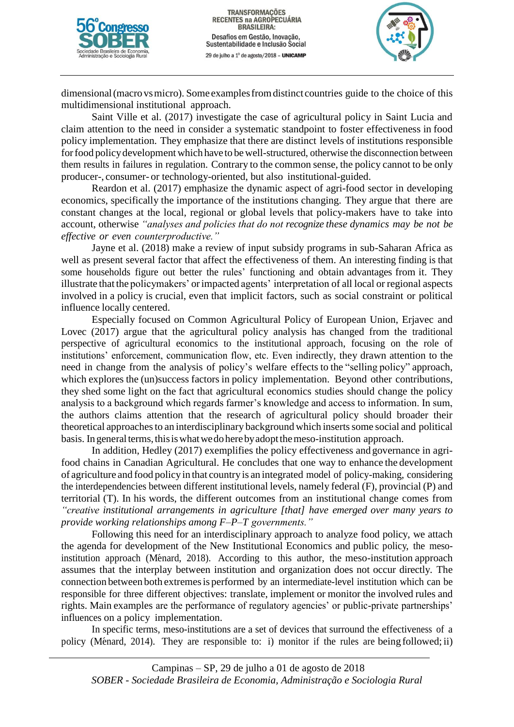dimensional (macro vs micro). Some examples from distinct countries guide to the choice of this multidimensional institutional approach.

Saint Ville et al. (2017) investigate the case of agricultural policy in Saint Lucia and claim attention to the need in consider a systematic standpoint to foster effectiveness in food policy implementation. They emphasize that there are distinct levels of institutions responsible for food policy development which have to be well-structured, otherwise the disconnection between them results in failures in regulation. Contrary to the common sense, the policy cannot to be only producer-, consumer- or technology-oriented, but also institutional-guided.

Reardon et al. (2017) emphasize the dynamic aspect of agri-food sector in developing economics, specifically the importance of the institutions changing. They argue that there are constant changes at the local, regional or global levels that policy-makers have to take into account, otherwise *"analyses and policies that do not recognize these dynamics may be not be effective or even counterproductive."*

Jayne et al. (2018) make a review of input subsidy programs in sub-Saharan Africa as well as present several factor that affect the effectiveness of them. An interesting finding is that some households figure out better the rules' functioning and obtain advantages from it. They illustrate that the policymakers' or impacted agents' interpretation of all local or regional aspects involved in a policy is crucial, even that implicit factors, such as social constraint or political influence locally centered.

Especially focused on Common Agricultural Policy of European Union, Erjavec and Lovec (2017) argue that the agricultural policy analysis has changed from the traditional perspective of agricultural economics to the institutional approach, focusing on the role of institutions' enforcement, communication flow, etc. Even indirectly, they drawn attention to the need in change from the analysis of policy's welfare effects to the "selling policy" approach, which explores the (un)success factors in policy implementation. Beyond other contributions, they shed some light on the fact that agricultural economics studies should change the policy analysis to a background which regards farmer's knowledge and access to information. In sum, the authors claims attention that the research of agricultural policy should broader their theoretical approaches to an interdisciplinary background which inserts some social and political basis. In general terms, this is what we do here by adopt the meso-institution approach.

In addition, Hedley (2017) exemplifies the policy effectiveness and governance in agri-food chains in Canadian Agricultural. He concludes that one way to enhance the development of agriculture and food policy in that country is an integrated model of policy-making, considering the interdependencies between different institutional levels, namely federal (F), provincial (P) and territorial (T). In his words, the different outcomes from an institutional change comes from *"creative institutional arrangements in agriculture [that] have emerged over many years to provide working relationships among F–P–T governments."*

Following this need for an interdisciplinary approach to analyze food policy, we attach the agenda for development of the New Institutional Economics and public policy, the meso-institution approach (Ménard, 2018). According to this author, the meso-institution approach assumes that the interplay between institution and organization does not occur directly. The connection between both extremes is performed by an intermediate-level institution which can be responsible for three different objectives: translate, implement or monitor the involved rules and rights. Main examples are the performance of regulatory agencies' or public-private partnerships' influences on a policy implementation.

In specific terms, meso-institutions are a set of devices that surround the effectiveness of a policy (Ménard, 2014). They are responsible to: i) monitor if the rules are being followed; ii)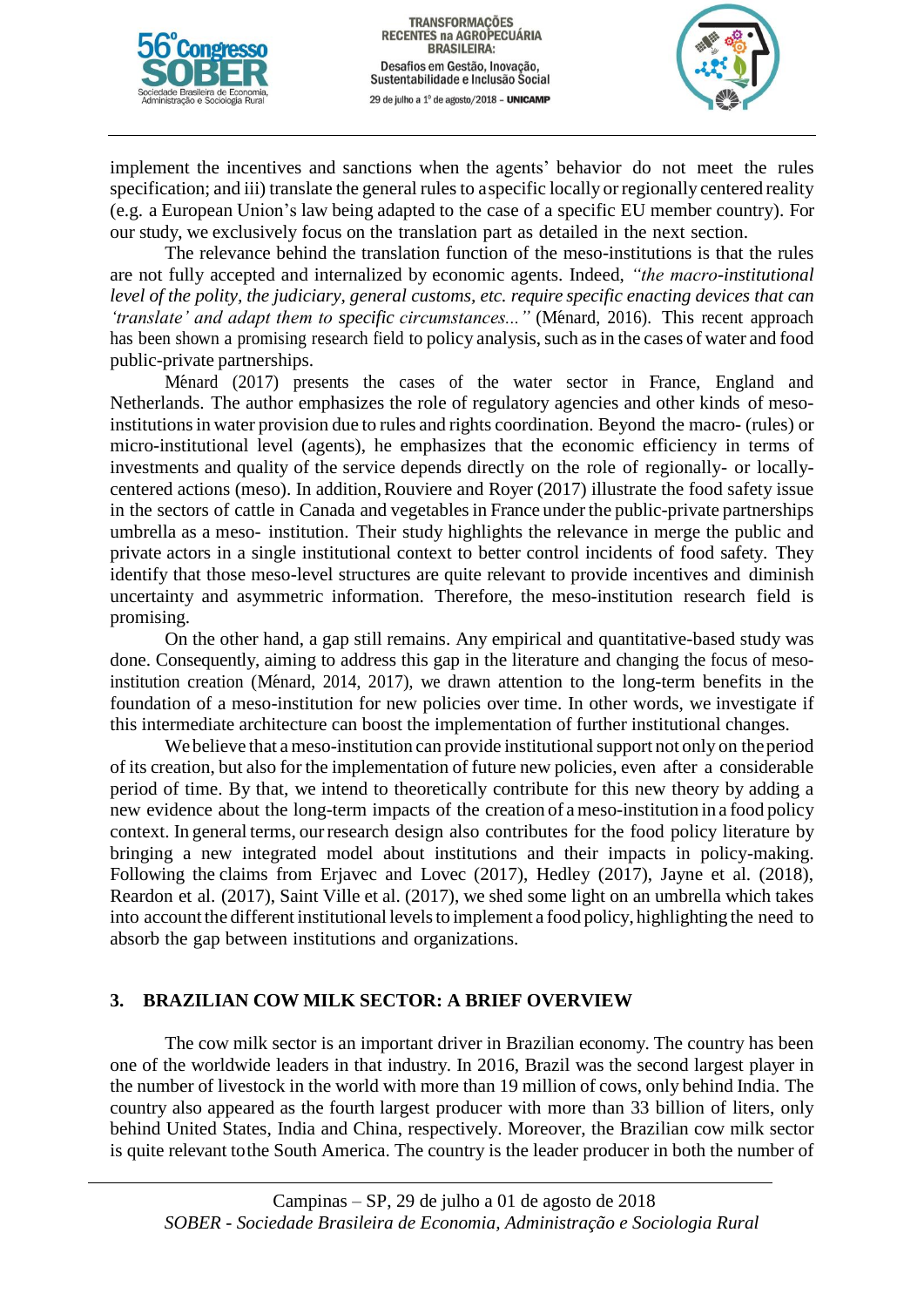implement the incentives and sanctions when the agents' behavior do not meet the rules specification; and iii) translate the general rules to a specific locally or regionally centered reality (e.g. a European Union's law being adapted to the case of a specific EU member country). For our study, we exclusively focus on the translation part as detailed in the next section.

The relevance behind the translation function of the meso-institutions is that the rules are not fully accepted and internalized by economic agents. Indeed, *"the macro-institutional level of the polity, the judiciary, general customs, etc. require specific enacting devices that can 'translate' and adapt them to specific circumstances..."* (Ménard, 2016). This recent approach has been shown a promising research field to policy analysis, such as in the cases of water and food public-private partnerships.

Ménard (2017) presents the cases of the water sector in France, England and Netherlands. The author emphasizes the role of regulatory agencies and other kinds of meso-institutions in water provision due to rules and rights coordination. Beyond the macro- (rules) or micro-institutional level (agents), he emphasizes that the economic efficiency in terms of investments and quality of the service depends directly on the role of regionally- or locally-centered actions (meso). In addition, Rouviere and Royer (2017) illustrate the food safety issue in the sectors of cattle in Canada and vegetables in France under the public-private partnerships umbrella as a meso- institution. Their study highlights the relevance in merge the public and private actors in a single institutional context to better control incidents of food safety. They identify that those meso-level structures are quite relevant to provide incentives and diminish uncertainty and asymmetric information. Therefore, the meso-institution research field is promising.

On the other hand, a gap still remains. Any empirical and quantitative-based study was done. Consequently, aiming to address this gap in the literature and changing the focus of meso-institution creation (Ménard, 2014, 2017), we drawn attention to the long-term benefits in the foundation of a meso-institution for new policies over time. In other words, we investigate if this intermediate architecture can boost the implementation of further institutional changes.

We believe that a meso-institution can provide institutional support not only on the period of its creation, but also for the implementation of future new policies, even after a considerable period of time. By that, we intend to theoretically contribute for this new theory by adding a new evidence about the long-term impacts of the creation of a meso-institution in a food policy context. In general terms, our research design also contributes for the food policy literature by bringing a new integrated model about institutions and their impacts in policy-making. Following the claims from Erjavec and Lovec (2017), Hedley (2017), Jayne et al. (2018), Reardon et al. (2017), Saint Ville et al. (2017), we shed some light on an umbrella which takes into account the different institutional levels to implement a food policy, highlighting the need to absorb the gap between institutions and organizations.

## 3. BRAZILIAN COW MILK SECTOR: A BRIEF OVERVIEW

The cow milk sector is an important driver in Brazilian economy. The country has been one of the worldwide leaders in that industry. In 2016, Brazil was the second largest player in the number of livestock in the world with more than 19 million of cows, only behind India. The country also appeared as the fourth largest producer with more than 33 billion of liters, only behind United States, India and China, respectively. Moreover, the Brazilian cow milk sector is quite relevant to the South America. The country is the leader producer in both the number of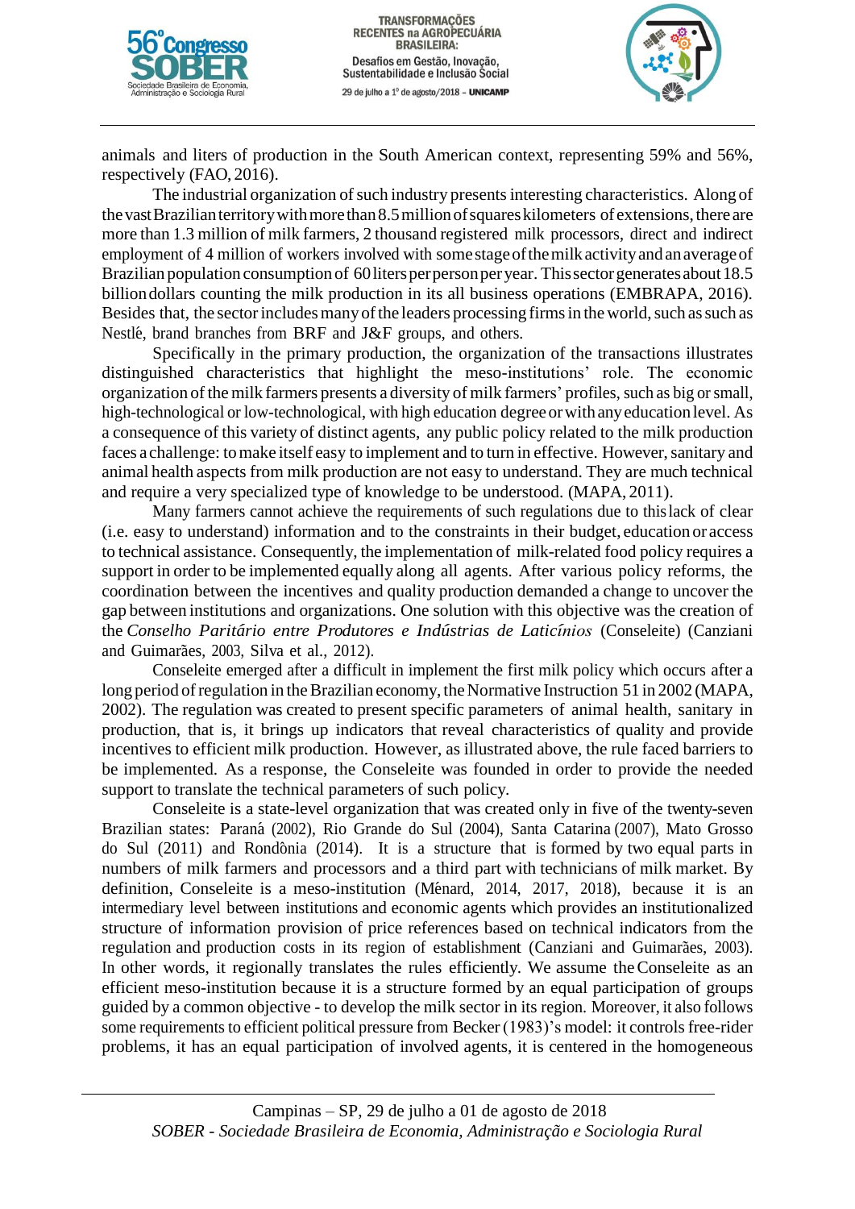animals and liters of production in the South American context, representing 59% and 56%, respectively (FAO, 2016).

The industrial organization of such industry presents interesting characteristics. Along of the vast Brazilian territory with more than 8.5 million of squares kilometers of extensions, there are more than 1.3 million of milk farmers, 2 thousand registered milk processors, direct and indirect employment of 4 million of workers involved with some stage of the milk activity and an average of Brazilian population consumption of 60 liters per person per year. This sector generates about 18.5 billion dollars counting the milk production in its all business operations (EMBRAPA, 2016). Besides that, the sector includes many of the leaders processing firms in the world, such as such as Nestlé, brand branches from BRF and J&F groups, and others.

Specifically in the primary production, the organization of the transactions illustrates distinguished characteristics that highlight the meso-institutions' role. The economic organization of the milk farmers presents a diversity of milk farmers' profiles, such as big or small, high-technological or low-technological, with high education degree or with any education level. As a consequence of this variety of distinct agents, any public policy related to the milk production faces a challenge: to make itself easy to implement and to turn in effective. However, sanitary and animal health aspects from milk production are not easy to understand. They are much technical and require a very specialized type of knowledge to be understood. (MAPA, 2011).

Many farmers cannot achieve the requirements of such regulations due to this lack of clear (i.e. easy to understand) information and to the constraints in their budget, education or access to technical assistance. Consequently, the implementation of milk-related food policy requires a support in order to be implemented equally along all agents. After various policy reforms, the coordination between the incentives and quality production demanded a change to uncover the gap between institutions and organizations. One solution with this objective was the creation of the *Conselho Paritário entre Produtores e Indústrias de Laticínios* (Conseleite) (Canziani and Guimarães, 2003, Silva et al., 2012).

Conseleite emerged after a difficult in implement the first milk policy which occurs after a long period of regulation in the Brazilian economy, the Normative Instruction 51 in 2002 (MAPA, 2002). The regulation was created to present specific parameters of animal health, sanitary in production, that is, it brings up indicators that reveal characteristics of quality and provide incentives to efficient milk production. However, as illustrated above, the rule faced barriers to be implemented. As a response, the Conseleite was founded in order to provide the needed support to translate the technical parameters of such policy.

Conseleite is a state-level organization that was created only in five of the twenty-seven Brazilian states: Paraná (2002), Rio Grande do Sul (2004), Santa Catarina (2007), Mato Grosso do Sul (2011) and Rondônia (2014). It is a structure that is formed by two equal parts in numbers of milk farmers and processors and a third part with technicians of milk market. By definition, Conseleite is a meso-institution (Ménard, 2014, 2017, 2018), because it is an intermediary level between institutions and economic agents which provides an institutionalized structure of information provision of price references based on technical indicators from the regulation and production costs in its region of establishment (Canziani and Guimarães, 2003). In other words, it regionally translates the rules efficiently. We assume the Conseleite as an efficient meso-institution because it is a structure formed by an equal participation of groups guided by a common objective - to develop the milk sector in its region. Moreover, it also follows some requirements to efficient political pressure from Becker (1983)'s model: it controls free-rider problems, it has an equal participation of involved agents, it is centered in the homogeneous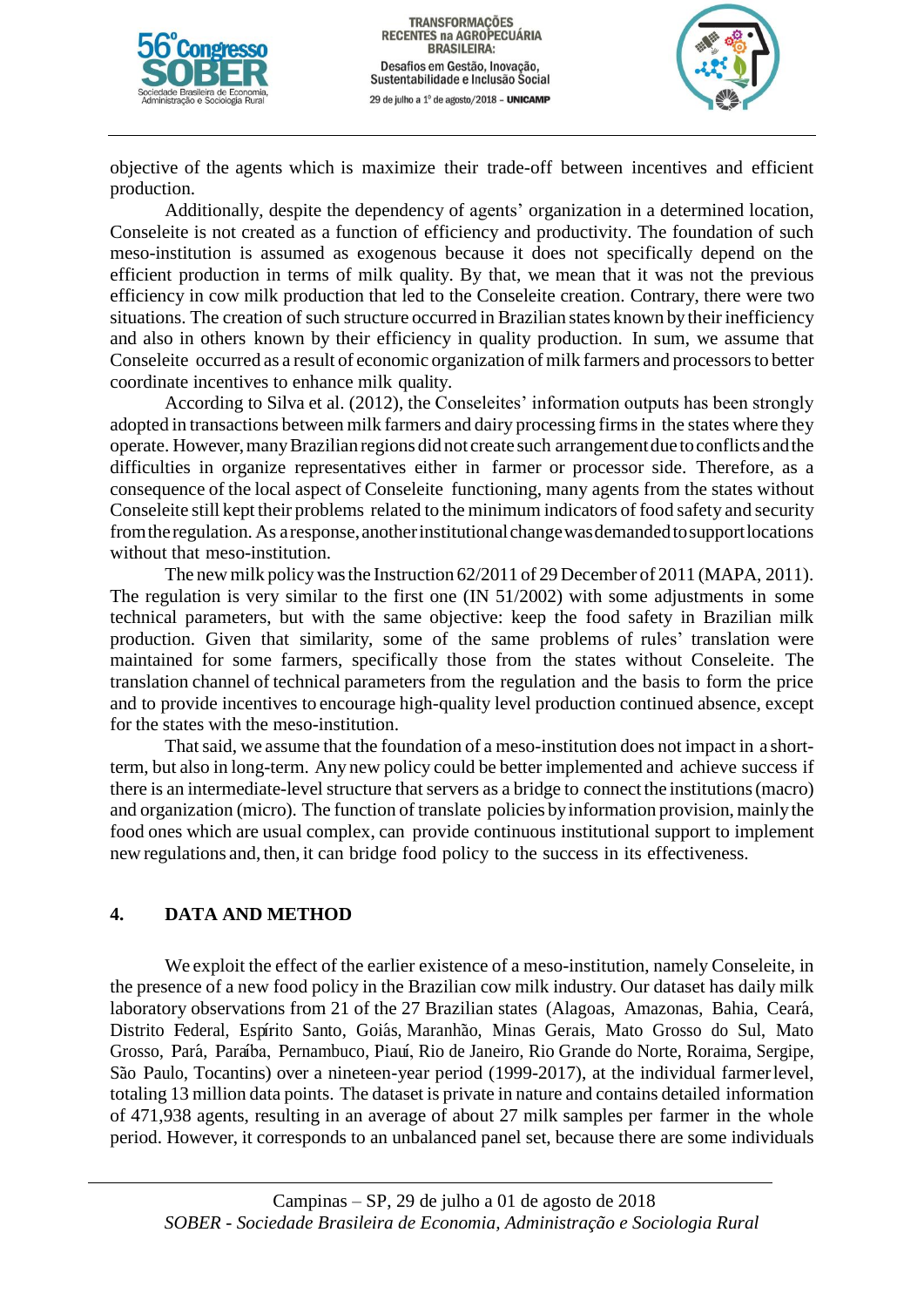objective of the agents which is maximize their trade-off between incentives and efficient production.

Additionally, despite the dependency of agents' organization in a determined location, Conseleite is not created as a function of efficiency and productivity. The foundation of such meso-institution is assumed as exogenous because it does not specifically depend on the efficient production in terms of milk quality. By that, we mean that it was not the previous efficiency in cow milk production that led to the Conseleite creation. Contrary, there were two situations. The creation of such structure occurred in Brazilian states known by their inefficiency and also in others known by their efficiency in quality production. In sum, we assume that Conseleite occurred as a result of economic organization of milk farmers and processors to better coordinate incentives to enhance milk quality.

According to Silva et al. (2012), the Conseleites' information outputs has been strongly adopted in transactions between milk farmers and dairy processing firms in the states where they operate. However, many Brazilian regions did not create such arrangement due to conflicts and the difficulties in organize representatives either in farmer or processor side. Therefore, as a consequence of the local aspect of Conseleite functioning, many agents from the states without Conseleite still kept their problems related to the minimum indicators of food safety and security from the regulation. As a response, another institutional change was demanded to support locations without that meso-institution.

The new milk policy was the Instruction 62/2011 of 29 December of 2011 (MAPA, 2011). The regulation is very similar to the first one (IN 51/2002) with some adjustments in some technical parameters, but with the same objective: keep the food safety in Brazilian milk production. Given that similarity, some of the same problems of rules' translation were maintained for some farmers, specifically those from the states without Conseleite. The translation channel of technical parameters from the regulation and the basis to form the price and to provide incentives to encourage high-quality level production continued absence, except for the states with the meso-institution.

That said, we assume that the foundation of a meso-institution does not impact in a short-term, but also in long-term. Any new policy could be better implemented and achieve success if there is an intermediate-level structure that servers as a bridge to connect the institutions (macro) and organization (micro). The function of translate policies by information provision, mainly the food ones which are usual complex, can provide continuous institutional support to implement new regulations and, then, it can bridge food policy to the success in its effectiveness.

## 4. DATA AND METHOD

We exploit the effect of the earlier existence of a meso-institution, namely Conseleite, in the presence of a new food policy in the Brazilian cow milk industry. Our dataset has daily milk laboratory observations from 21 of the 27 Brazilian states (Alagoas, Amazonas, Bahia, Ceará, Distrito Federal, Espírito Santo, Goiás, Maranhão, Minas Gerais, Mato Grosso do Sul, Mato Grosso, Pará, Paraíba, Pernambuco, Piauí, Rio de Janeiro, Rio Grande do Norte, Roraima, Sergipe, São Paulo, Tocantins) over a nineteen-year period (1999-2017), at the individual farmer level, totaling 13 million data points. The dataset is private in nature and contains detailed information of 471,938 agents, resulting in an average of about 27 milk samples per farmer in the whole period. However, it corresponds to an unbalanced panel set, because there are some individuals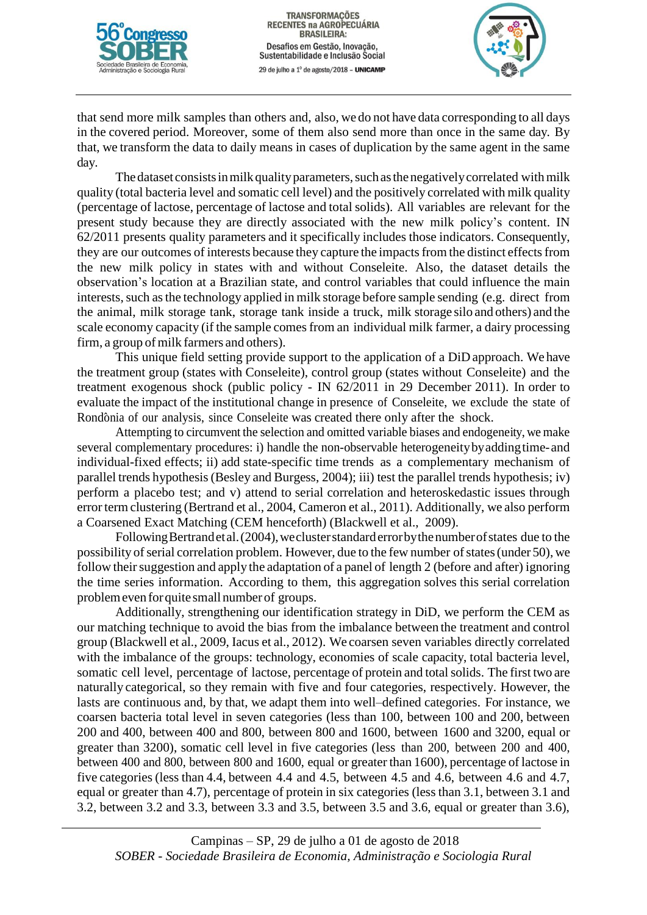that send more milk samples than others and, also, we do not have data corresponding to all days in the covered period. Moreover, some of them also send more than once in the same day. By that, we transform the data to daily means in cases of duplication by the same agent in the same day.

The dataset consists in milk quality parameters, such as the negatively correlated with milk quality (total bacteria level and somatic cell level) and the positively correlated with milk quality (percentage of lactose, percentage of lactose and total solids). All variables are relevant for the present study because they are directly associated with the new milk policy's content. IN 62/2011 presents quality parameters and it specifically includes those indicators. Consequently, they are our outcomes of interests because they capture the impacts from the distinct effects from the new milk policy in states with and without Conseleite. Also, the dataset details the observation's location at a Brazilian state, and control variables that could influence the main interests, such as the technology applied in milk storage before sample sending (e.g. direct from the animal, milk storage tank, storage tank inside a truck, milk storage silo and others) and the scale economy capacity (if the sample comes from an individual milk farmer, a dairy processing firm, a group of milk farmers and others).

This unique field setting provide support to the application of a DiD approach. We have the treatment group (states with Conseleite), control group (states without Conseleite) and the treatment exogenous shock (public policy - IN 62/2011 in 29 December 2011). In order to evaluate the impact of the institutional change in presence of Conseleite, we exclude the state of Rondônia of our analysis, since Conseleite was created there only after the shock.

Attempting to circumvent the selection and omitted variable biases and endogeneity, we make several complementary procedures: i) handle the non-observable heterogeneity by adding time- and individual-fixed effects; ii) add state-specific time trends as a complementary mechanism of parallel trends hypothesis (Besley and Burgess, 2004); iii) test the parallel trends hypothesis; iv) perform a placebo test; and v) attend to serial correlation and heteroskedastic issues through error term clustering (Bertrand et al., 2004, Cameron et al., 2011). Additionally, we also perform a Coarsened Exact Matching (CEM henceforth) (Blackwell et al., 2009).

Following Bertrand et al. (2004), we cluster standard error by the number of states due to the possibility of serial correlation problem. However, due to the few number of states (under 50), we follow their suggestion and apply the adaptation of a panel of length 2 (before and after) ignoring the time series information. According to them, this aggregation solves this serial correlation problem even for quite small number of groups.

Additionally, strengthening our identification strategy in DiD, we perform the CEM as our matching technique to avoid the bias from the imbalance between the treatment and control group (Blackwell et al., 2009, Iacus et al., 2012). We coarsen seven variables directly correlated with the imbalance of the groups: technology, economies of scale capacity, total bacteria level, somatic cell level, percentage of lactose, percentage of protein and total solids. The first two are naturally categorical, so they remain with five and four categories, respectively. However, the lasts are continuous and, by that, we adapt them into well–defined categories. For instance, we coarsen bacteria total level in seven categories (less than 100, between 100 and 200, between 200 and 400, between 400 and 800, between 800 and 1600, between 1600 and 3200, equal or greater than 3200), somatic cell level in five categories (less than 200, between 200 and 400, between 400 and 800, between 800 and 1600, equal or greater than 1600), percentage of lactose in five categories (less than 4.4, between 4.4 and 4.5, between 4.5 and 4.6, between 4.6 and 4.7, equal or greater than 4.7), percentage of protein in six categories (less than 3.1, between 3.1 and 3.2, between 3.2 and 3.3, between 3.3 and 3.5, between 3.5 and 3.6, equal or greater than 3.6),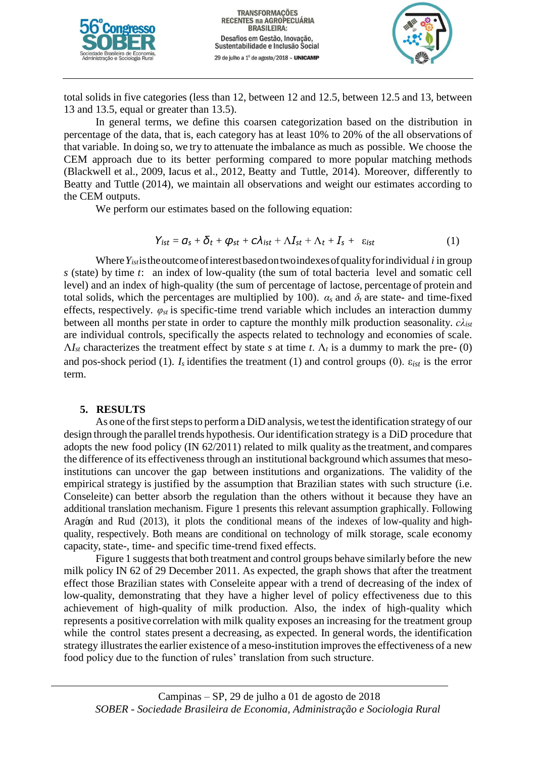total solids in five categories (less than 12, between 12 and 12.5, between 12.5 and 13, between 13 and 13.5, equal or greater than 13.5).

In general terms, we define this coarsen categorization based on the distribution in percentage of the data, that is, each category has at least 10% to 20% of the all observations of that variable. In doing so, we try to attenuate the imbalance as much as possible. We choose the CEM approach due to its better performing compared to more popular matching methods (Blackwell et al., 2009, Iacus et al., 2012, Beatty and Tuttle, 2014). Moreover, differently to Beatty and Tuttle (2014), we maintain all observations and weight our estimates according to the CEM outputs.

We perform our estimates based on the following equation:

$$Y_{ist} = \alpha_s + \delta_t + \varphi_{st} + c\lambda_{ist} + \Lambda I_{st} + \Lambda_t + I_s + \varepsilon_{ist} \tag{1}$$

Where $Y_{ist}$ is the outcome of interest based on two indexes of quality for individual $i$ in group $s$ (state) by time $t$: an index of low-quality (the sum of total bacteria level and somatic cell level) and an index of high-quality (the sum of percentage of lactose, percentage of protein and total solids, which the percentages are multiplied by 100). $\alpha_s$ and $\delta_t$ are state- and time-fixed effects, respectively. $\varphi_{st}$ is specific-time trend variable which includes an interaction dummy between all months per state in order to capture the monthly milk production seasonality. $c\lambda_{ist}$ are individual controls, specifically the aspects related to technology and economies of scale. $\Lambda I_{st}$ characterizes the treatment effect by state $s$ at time $t$. $\Lambda_t$ is a dummy to mark the pre- (0) and pos-shock period (1). $I_s$ identifies the treatment (1) and control groups (0). $\varepsilon_{ist}$ is the error term.

## 5. RESULTS

As one of the first steps to perform a DiD analysis, we test the identification strategy of our design through the parallel trends hypothesis. Our identification strategy is a DiD procedure that adopts the new food policy (IN 62/2011) related to milk quality as the treatment, and compares the difference of its effectiveness through an institutional background which assumes that meso-institutions can uncover the gap between institutions and organizations. The validity of the empirical strategy is justified by the assumption that Brazilian states with such structure (i.e. Conseleite) can better absorb the regulation than the others without it because they have an additional translation mechanism. Figure 1 presents this relevant assumption graphically. Following Aragón and Rud (2013), it plots the conditional means of the indexes of low-quality and high-quality, respectively. Both means are conditional on technology of milk storage, scale economy capacity, state-, time- and specific time-trend fixed effects.

Figure 1 suggests that both treatment and control groups behave similarly before the new milk policy IN 62 of 29 December 2011. As expected, the graph shows that after the treatment effect those Brazilian states with Conseleite appear with a trend of decreasing of the index of low-quality, demonstrating that they have a higher level of policy effectiveness due to this achievement of high-quality of milk production. Also, the index of high-quality which represents a positive correlation with milk quality exposes an increasing for the treatment group while the control states present a decreasing, as expected. In general words, the identification strategy illustrates the earlier existence of a meso-institution improves the effectiveness of a new food policy due to the function of rules' translation from such structure.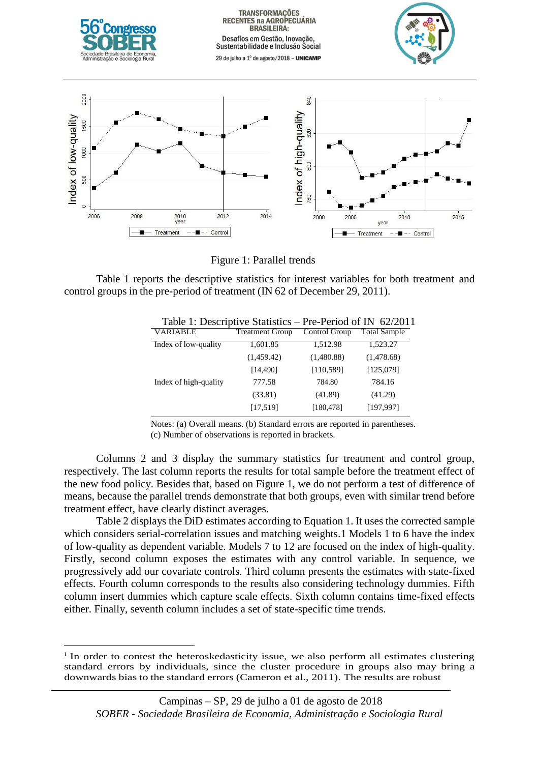Figure 1: Parallel trends

Table 1 reports the descriptive statistics for interest variables for both treatment and control groups in the pre-period of treatment (IN 62 of December 29, 2011).

Table 1: Descriptive Statistics – Pre-Period of IN 62/2011

| VARIABLE | Treatment Group | Control Group | Total Sample |
|---|---|---|---|
| Index of low-quality | 1,601.85 | 1,512.98 | 1,523.27 |
| | (1,459.42) | (1,480.88) | (1,478.68) |
| | [14,490] | [110,589] | [125,079] |
| Index of high-quality | 777.58 | 784.80 | 784.16 |
| | (33.81) | (41.89) | (41.29) |
| | [17,519] | [180,478] | [197,997] |

Notes: (a) Overall means. (b) Standard errors are reported in parentheses. (c) Number of observations is reported in brackets.

Columns 2 and 3 display the summary statistics for treatment and control group, respectively. The last column reports the results for total sample before the treatment effect of the new food policy. Besides that, based on Figure 1, we do not perform a test of difference of means, because the parallel trends demonstrate that both groups, even with similar trend before treatment effect, have clearly distinct averages.

Table 2 displays the DiD estimates according to Equation 1. It uses the corrected sample which considers serial-correlation issues and matching weights.[1] Models 1 to 6 have the index of low-quality as dependent variable. Models 7 to 12 are focused on the index of high-quality. Firstly, second column exposes the estimates with any control variable. In sequence, we progressively add our covariate controls. Third column presents the estimates with state-fixed effects. Fourth column corresponds to the results also considering technology dummies. Fifth column insert dummies which capture scale effects. Sixth column contains time-fixed effects either. Finally, seventh column includes a set of state-specific time trends.

[1] In order to contest the heteroskedasticity issue, we also perform all estimates clustering standard errors by individuals, since the cluster procedure in groups also may bring a downwards bias to the standard errors (Cameron et al., 2011). The results are robust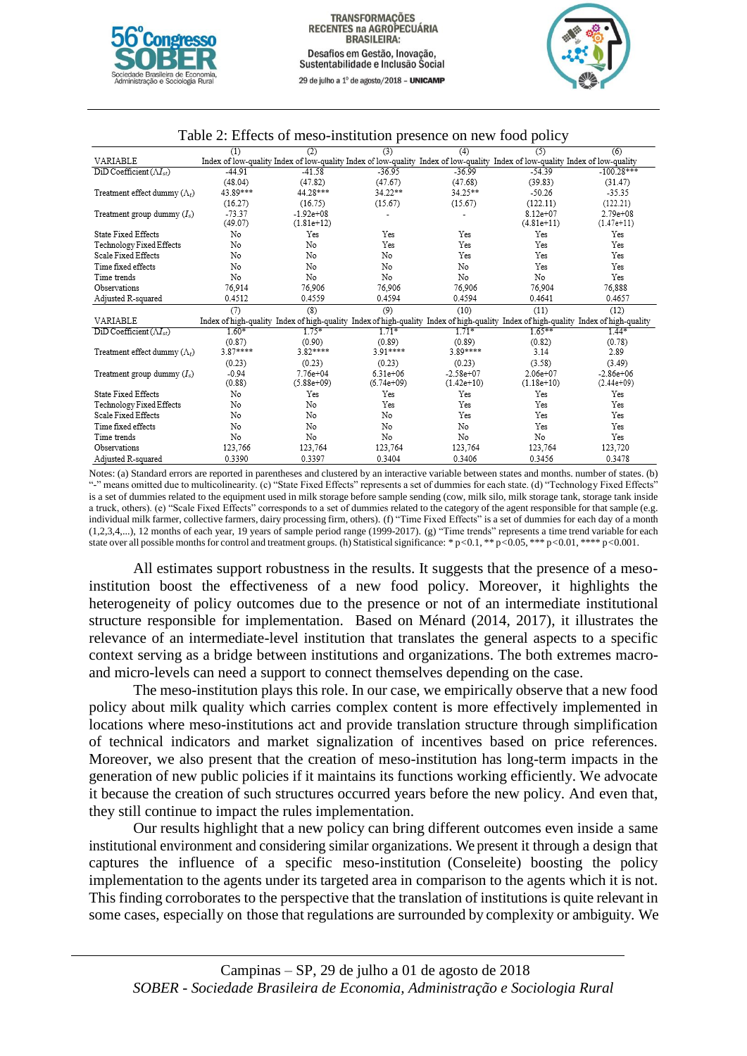Table 2: Effects of meso-institution presence on new food policy

| VARIABLE | (1) Index of low-quality | (2) Index of low-quality | (3) Index of low-quality | (4) Index of low-quality | (5) Index of low-quality | (6) Index of low-quality |
|---|---|---|---|---|---|---|
| DiD Coefficient ($\Lambda I_{st}$) | -44.91 | -41.58 | -36.95 | -36.99 | -54.39 | -100.28*** |
| | (48.04) | (47.82) | (47.67) | (47.68) | (39.83) | (31.47) |
| Treatment effect dummy ($\Lambda_t$) | 43.89*** | 44.28*** | 34.22** | 34.25** | -50.26 | -35.35 |
| | (16.27) | (16.75) | (15.67) | (15.67) | (122.11) | (122.21) |
| Treatment group dummy ($I_s$) | -73.37 | -1.92e+08 | - | - | 8.12e+07 | 2.79e+08 |
| | (49.07) | (1.81e+12) | | | (4.81e+11) | (1.47e+11) |
| State Fixed Effects | No | Yes | Yes | Yes | Yes | Yes |
| Technology Fixed Effects | No | No | Yes | Yes | Yes | Yes |
| Scale Fixed Effects | No | No | No | Yes | Yes | Yes |
| Time fixed effects | No | No | No | No | Yes | Yes |
| Time trends | No | No | No | No | No | Yes |
| Observations | 76,914 | 76,906 | 76,906 | 76,906 | 76,904 | 76,888 |
| Adjusted R-squared | 0.4512 | 0.4559 | 0.4594 | 0.4594 | 0.4641 | 0.4657 |
| **VARIABLE** | **(7) Index of high-quality** | **(8) Index of high-quality** | **(9) Index of high-quality** | **(10) Index of high-quality** | **(11) Index of high-quality** | **(12) Index of high-quality** |
| DiD Coefficient ($\Lambda I_{st}$) | 1.60* | 1.75* | 1.71* | 1.71* | 1.65** | 1.44* |
| | (0.87) | (0.90) | (0.89) | (0.89) | (0.82) | (0.78) |
| Treatment effect dummy ($\Lambda_t$) | 3.87**** | 3.82**** | 3.91**** | 3.89**** | 3.14 | 2.89 |
| | (0.23) | (0.23) | (0.23) | (0.23) | (3.58) | (3.49) |
| Treatment group dummy ($I_s$) | -0.94 | 7.76e+04 | 6.31e+06 | -2.58e+07 | 2.06e+07 | -2.86e+06 |
| | (0.88) | (5.88e+09) | (5.74e+09) | (1.42e+10) | (1.18e+10) | (2.44e+09) |
| State Fixed Effects | No | Yes | Yes | Yes | Yes | Yes |
| Technology Fixed Effects | No | No | Yes | Yes | Yes | Yes |
| Scale Fixed Effects | No | No | No | Yes | Yes | Yes |
| Time fixed effects | No | No | No | No | Yes | Yes |
| Time trends | No | No | No | No | No | Yes |
| Observations | 123,766 | 123,764 | 123,764 | 123,764 | 123,764 | 123,720 |
| Adjusted R-squared | 0.3390 | 0.3397 | 0.3404 | 0.3406 | 0.3456 | 0.3478 |

Notes: (a) Standard errors are reported in parentheses and clustered by an interactive variable between states and months. number of states. (b) "-" means omitted due to multicolinearity. (c) "State Fixed Effects" represents a set of dummies for each state. (d) "Technology Fixed Effects" is a set of dummies related to the equipment used in milk storage before sample sending (cow, milk silo, milk storage tank, storage tank inside a truck, others). (e) "Scale Fixed Effects" corresponds to a set of dummies related to the category of the agent responsible for that sample (e.g. individual milk farmer, collective farmers, dairy processing firm, others). (f) "Time Fixed Effects" is a set of dummies for each day of a month (1,2,3,4,...), 12 months of each year, 19 years of sample period range (1999-2017). (g) "Time trends" represents a time trend variable for each state over all possible months for control and treatment groups. (h) Statistical significance: * p<0.1, ** p<0.05, *** p<0.01, **** p<0.001.

All estimates support robustness in the results. It suggests that the presence of a meso-institution boost the effectiveness of a new food policy. Moreover, it highlights the heterogeneity of policy outcomes due to the presence or not of an intermediate institutional structure responsible for implementation. Based on Ménard (2014, 2017), it illustrates the relevance of an intermediate-level institution that translates the general aspects to a specific context serving as a bridge between institutions and organizations. The both extremes macro- and micro-levels can need a support to connect themselves depending on the case.

The meso-institution plays this role. In our case, we empirically observe that a new food policy about milk quality which carries complex content is more effectively implemented in locations where meso-institutions act and provide translation structure through simplification of technical indicators and market signalization of incentives based on price references. Moreover, we also present that the creation of meso-institution has long-term impacts in the generation of new public policies if it maintains its functions working efficiently. We advocate it because the creation of such structures occurred years before the new policy. And even that, they still continue to impact the rules implementation.

Our results highlight that a new policy can bring different outcomes even inside a same institutional environment and considering similar organizations. We present it through a design that captures the influence of a specific meso-institution (Conseleite) boosting the policy implementation to the agents under its targeted area in comparison to the agents which it is not. This finding corroborates to the perspective that the translation of institutions is quite relevant in some cases, especially on those that regulations are surrounded by complexity or ambiguity. We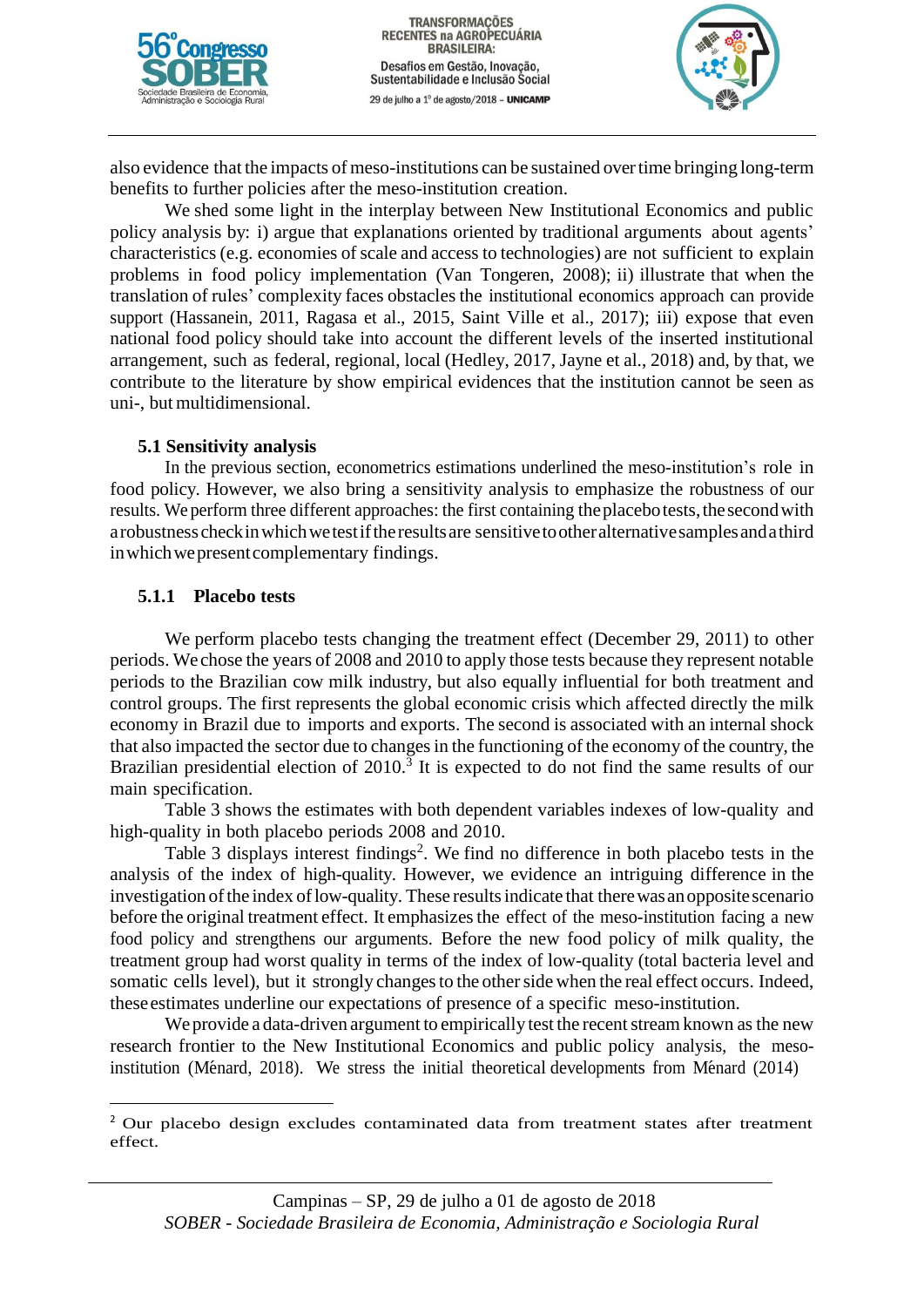also evidence that the impacts of meso-institutions can be sustained over time bringing long-term benefits to further policies after the meso-institution creation.

We shed some light in the interplay between New Institutional Economics and public policy analysis by: i) argue that explanations oriented by traditional arguments about agents' characteristics (e.g. economies of scale and access to technologies) are not sufficient to explain problems in food policy implementation (Van Tongeren, 2008); ii) illustrate that when the translation of rules' complexity faces obstacles the institutional economics approach can provide support (Hassanein, 2011, Ragasa et al., 2015, Saint Ville et al., 2017); iii) expose that even national food policy should take into account the different levels of the inserted institutional arrangement, such as federal, regional, local (Hedley, 2017, Jayne et al., 2018) and, by that, we contribute to the literature by show empirical evidences that the institution cannot be seen as uni-, but multidimensional.

### 5.1 Sensitivity analysis

In the previous section, econometrics estimations underlined the meso-institution's role in food policy. However, we also bring a sensitivity analysis to emphasize the robustness of our results. We perform three different approaches: the first containing the placebo tests, the second with a robustness check in which we test if the results are sensitive to other alternative samples and a third in which we present complementary findings.

#### 5.1.1 Placebo tests

We perform placebo tests changing the treatment effect (December 29, 2011) to other periods. We chose the years of 2008 and 2010 to apply those tests because they represent notable periods to the Brazilian cow milk industry, but also equally influential for both treatment and control groups. The first represents the global economic crisis which affected directly the milk economy in Brazil due to imports and exports. The second is associated with an internal shock that also impacted the sector due to changes in the functioning of the economy of the country, the Brazilian presidential election of 2010.[3] It is expected to do not find the same results of our main specification.

Table 3 shows the estimates with both dependent variables indexes of low-quality and high-quality in both placebo periods 2008 and 2010.

Table 3 displays interest findings[2]. We find no difference in both placebo tests in the analysis of the index of high-quality. However, we evidence an intriguing difference in the investigation of the index of low-quality. These results indicate that there was an opposite scenario before the original treatment effect. It emphasizes the effect of the meso-institution facing a new food policy and strengthens our arguments. Before the new food policy of milk quality, the treatment group had worst quality in terms of the index of low-quality (total bacteria level and somatic cells level), but it strongly changes to the other side when the real effect occurs. Indeed, these estimates underline our expectations of presence of a specific meso-institution.

We provide a data-driven argument to empirically test the recent stream known as the new research frontier to the New Institutional Economics and public policy analysis, the meso-institution (Ménard, 2018). We stress the initial theoretical developments from Ménard (2014)

---

[2] Our placebo design excludes contaminated data from treatment states after treatment effect.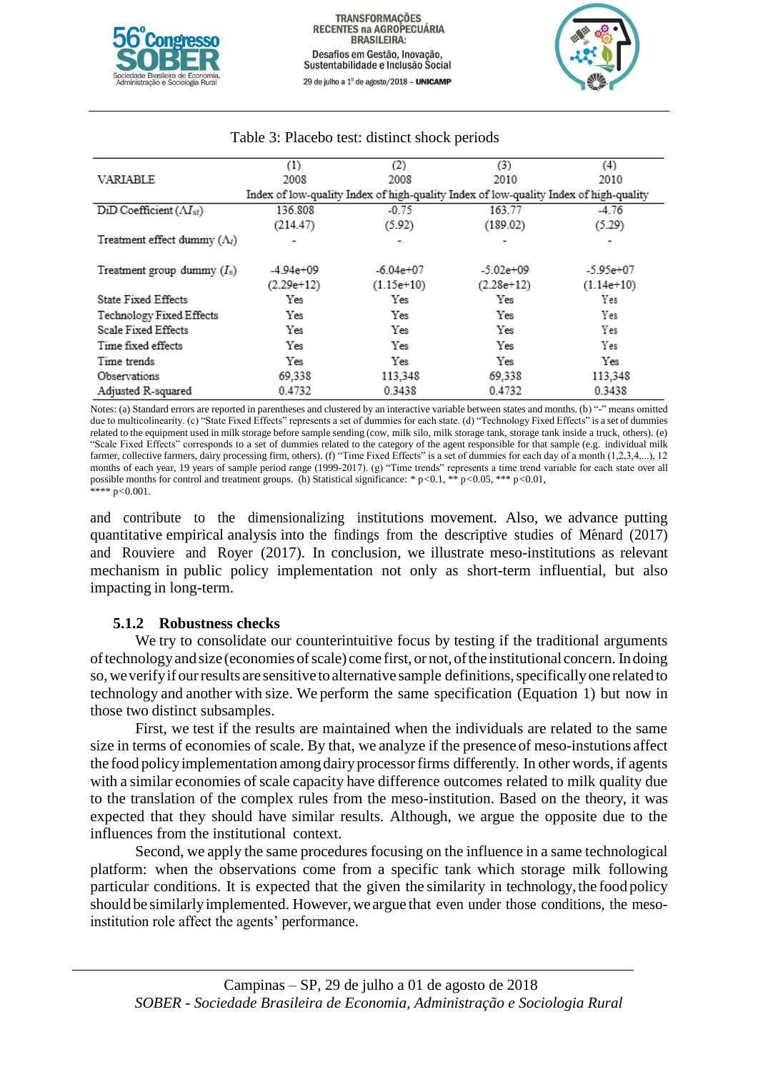Table 3: Placebo test: distinct shock periods

| VARIABLE | (1) 2008 Index of low-quality | (2) 2008 Index of high-quality | (3) 2010 Index of low-quality | (4) 2010 Index of high-quality |
|---|---|---|---|---|
| DiD Coefficient ($\Lambda I_{st}$) | 136.808 | -0.75 | 163.77 | -4.76 |
| | (214.47) | (5.92) | (189.02) | (5.29) |
| Treatment effect dummy ($\Lambda_t$) | - | - | - | - |
| Treatment group dummy ($I_s$) | -4.94e+09 | -6.04e+07 | -5.02e+09 | -5.95e+07 |
| | (2.29e+12) | (1.15e+10) | (2.28e+12) | (1.14e+10) |
| State Fixed Effects | Yes | Yes | Yes | Yes |
| Technology Fixed Effects | Yes | Yes | Yes | Yes |
| Scale Fixed Effects | Yes | Yes | Yes | Yes |
| Time fixed effects | Yes | Yes | Yes | Yes |
| Time trends | Yes | Yes | Yes | Yes |
| Observations | 69,338 | 113,348 | 69,338 | 113,348 |
| Adjusted R-squared | 0.4732 | 0.3438 | 0.4732 | 0.3438 |

Notes: (a) Standard errors are reported in parentheses and clustered by an interactive variable between states and months. (b) "-" means omitted due to multicolinearity. (c) "State Fixed Effects" represents a set of dummies for each state. (d) "Technology Fixed Effects" is a set of dummies related to the equipment used in milk storage before sample sending (cow, milk silo, milk storage tank, storage tank inside a truck, others). (e) "Scale Fixed Effects" corresponds to a set of dummies related to the category of the agent responsible for that sample (e.g. individual milk farmer, collective farmers, dairy processing firm, others). (f) "Time Fixed Effects" is a set of dummies for each day of a month (1,2,3,4,...), 12 months of each year, 19 years of sample period range (1999-2017). (g) "Time trends" represents a time trend variable for each state over all possible months for control and treatment groups. (h) Statistical significance: * p<0.1, ** p<0.05, *** p<0.01, **** p<0.001.

and contribute to the dimensionalizing institutions movement. Also, we advance putting quantitative empirical analysis into the findings from the descriptive studies of Ménard (2017) and Rouviere and Royer (2017). In conclusion, we illustrate meso-institutions as relevant mechanism in public policy implementation not only as short-term influential, but also impacting in long-term.

### 5.1.2 Robustness checks

We try to consolidate our counterintuitive focus by testing if the traditional arguments of technology and size (economies of scale) come first, or not, of the institutional concern. In doing so, we verify if our results are sensitive to alternative sample definitions, specifically one related to technology and another with size. We perform the same specification (Equation 1) but now in those two distinct subsamples.

First, we test if the results are maintained when the individuals are related to the same size in terms of economies of scale. By that, we analyze if the presence of meso-institutions affect the food policy implementation among dairy processor firms differently. In other words, if agents with a similar economies of scale capacity have difference outcomes related to milk quality due to the translation of the complex rules from the meso-institution. Based on the theory, it was expected that they should have similar results. Although, we argue the opposite due to the influences from the institutional context.

Second, we apply the same procedures focusing on the influence in a same technological platform: when the observations come from a specific tank which storage milk following particular conditions. It is expected that the given the similarity in technology, the food policy should be similarly implemented. However, we argue that even under those conditions, the meso-institution role affect the agents' performance.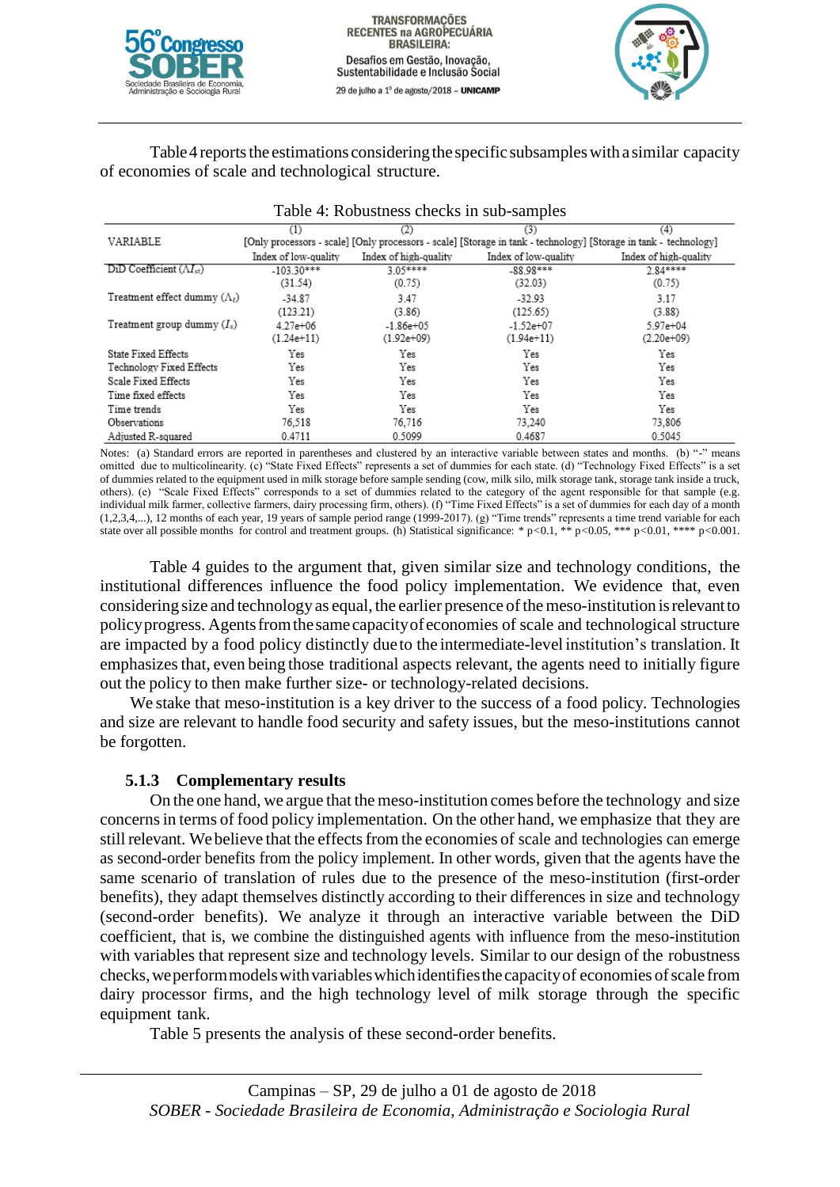Table 4 reports the estimations considering the specific subsamples with a similar capacity of economies of scale and technological structure.

Table 4: Robustness checks in sub-samples

| VARIABLE | (1) [Only processors - scale] Index of low-quality | (2) [Only processors - scale] Index of high-quality | (3) [Storage in tank - technology] Index of low-quality | (4) [Storage in tank - technology] Index of high-quality |
|---|---|---|---|---|
| DiD Coefficient ($\Lambda I_{st}$) | -103.30*** | 3.05**** | -88.98*** | 2.84**** |
| | (31.54) | (0.75) | (32.03) | (0.75) |
| Treatment effect dummy ($\Lambda_t$) | -34.87 | 3.47 | -32.93 | 3.17 |
| | (123.21) | (3.86) | (125.65) | (3.88) |
| Treatment group dummy ($I_s$) | 4.27e+06 | -1.86e+05 | -1.52e+07 | 5.97e+04 |
| | (1.24e+11) | (1.92e+09) | (1.94e+11) | (2.20e+09) |
| State Fixed Effects | Yes | Yes | Yes | Yes |
| Technology Fixed Effects | Yes | Yes | Yes | Yes |
| Scale Fixed Effects | Yes | Yes | Yes | Yes |
| Time fixed effects | Yes | Yes | Yes | Yes |
| Time trends | Yes | Yes | Yes | Yes |
| Observations | 76,518 | 76,716 | 73,240 | 73,806 |
| Adjusted R-squared | 0.4711 | 0.5099 | 0.4687 | 0.5045 |

Notes: (a) Standard errors are reported in parentheses and clustered by an interactive variable between states and months. (b) "-" means omitted due to multicolinearity. (c) "State Fixed Effects" represents a set of dummies for each state. (d) "Technology Fixed Effects" is a set of dummies related to the equipment used in milk storage before sample sending (cow, milk silo, milk storage tank, storage tank inside a truck, others). (e) "Scale Fixed Effects" corresponds to a set of dummies related to the category of the agent responsible for that sample (e.g. individual milk farmer, collective farmers, dairy processing firm, others). (f) "Time Fixed Effects" is a set of dummies for each day of a month (1,2,3,4,...), 12 months of each year, 19 years of sample period range (1999-2017). (g) "Time trends" represents a time trend variable for each state over all possible months for control and treatment groups. (h) Statistical significance: * p<0.1, ** p<0.05, *** p<0.01, **** p<0.001.

Table 4 guides to the argument that, given similar size and technology conditions, the institutional differences influence the food policy implementation. We evidence that, even considering size and technology as equal, the earlier presence of the meso-institution is relevant to policy progress. Agents from the same capacity of economies of scale and technological structure are impacted by a food policy distinctly due to the intermediate-level institution's translation. It emphasizes that, even being those traditional aspects relevant, the agents need to initially figure out the policy to then make further size- or technology-related decisions.

We stake that meso-institution is a key driver to the success of a food policy. Technologies and size are relevant to handle food security and safety issues, but the meso-institutions cannot be forgotten.

### 5.1.3 Complementary results

On the one hand, we argue that the meso-institution comes before the technology and size concerns in terms of food policy implementation. On the other hand, we emphasize that they are still relevant. We believe that the effects from the economies of scale and technologies can emerge as second-order benefits from the policy implement. In other words, given that the agents have the same scenario of translation of rules due to the presence of the meso-institution (first-order benefits), they adapt themselves distinctly according to their differences in size and technology (second-order benefits). We analyze it through an interactive variable between the DiD coefficient, that is, we combine the distinguished agents with influence from the meso-institution with variables that represent size and technology levels. Similar to our design of the robustness checks, we perform models with variables which identifies the capacity of economies of scale from dairy processor firms, and the high technology level of milk storage through the specific equipment tank.

Table 5 presents the analysis of these second-order benefits.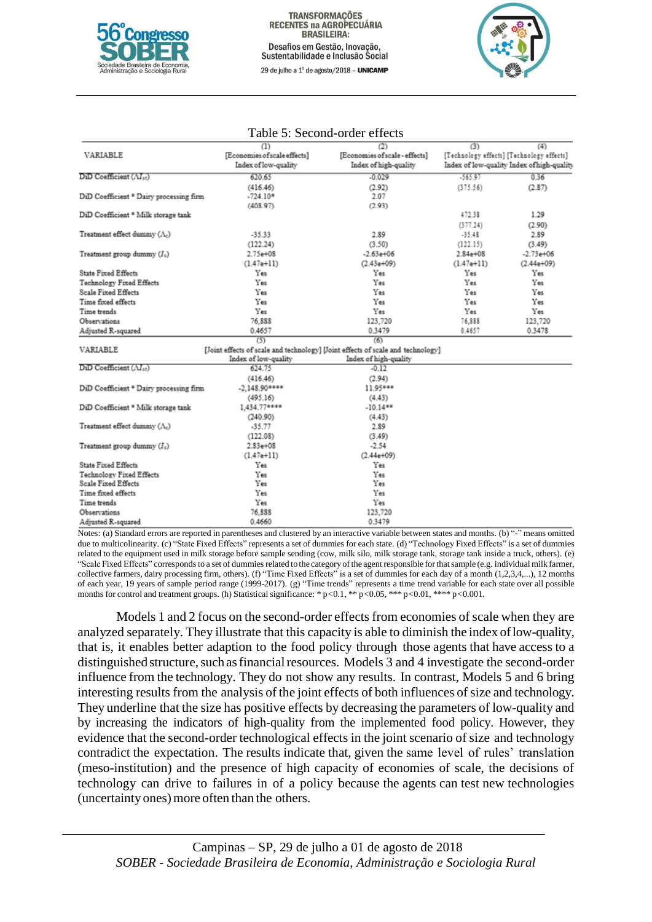Table 5: Second-order effects

| VARIABLE | (1) [Economies of scale effects] Index of low-quality | (2) [Economies of scale - effects] Index of high-quality | (3) [Technology effects] Index of low-quality | (4) [Technology effects] Index of high-quality |
|---|---|---|---|---|
| DiD Coefficient ($\Delta I_{st}$) | 620.65 | -0.029 | -565.97 | 0.36 |
| | (416.46) | (2.92) | (375.56) | (2.87) |
| DiD Coefficient * Dairy processing firm | -724.10* | 2.07 | | |
| | (408.97) | (2.93) | | |
| DiD Coefficient * Milk storage tank | | | 472.38 | 1.29 |
| | | | (377.24) | (2.90) |
| Treatment effect dummy ($\Lambda_t$) | -35.33 | 2.89 | -35.48 | 2.89 |
| | (122.24) | (3.50) | (122.15) | (3.49) |
| Treatment group dummy ($I_s$) | 2.75e+08 | -2.63e+06 | 2.84e+08 | -2.73e+06 |
| | (1.47e+11) | (2.43e+09) | (1.47e+11) | (2.44e+09) |
| State Fixed Effects | Yes | Yes | Yes | Yes |
| Technology Fixed Effects | Yes | Yes | Yes | Yes |
| Scale Fixed Effects | Yes | Yes | Yes | Yes |
| Time fixed effects | Yes | Yes | Yes | Yes |
| Time trends | Yes | Yes | Yes | Yes |
| Observations | 76,888 | 123,720 | 76,888 | 123,720 |
| Adjusted R-squared | 0.4657 | 0.3479 | 0.4657 | 0.3478 |

| VARIABLE | (5) [Joint effects of scale and technology] Index of low-quality | (6) [Joint effects of scale and technology] Index of high-quality |
|---|---|---|
| DiD Coefficient ($\Delta I_{st}$) | 624.75 | -0.12 |
| | (416.46) | (2.94) |
| DiD Coefficient * Dairy processing firm | -2,148.90**** | 11.95*** |
| | (495.16) | (4.43) |
| DiD Coefficient * Milk storage tank | 1,434.77**** | -10.14** |
| | (240.90) | (4.43) |
| Treatment effect dummy ($\Lambda_t$) | -35.77 | 2.89 |
| | (122.08) | (3.49) |
| Treatment group dummy ($I_s$) | 2.83e+08 | -2.54 |
| | (1.47e+11) | (2.44e+09) |
| State Fixed Effects | Yes | Yes |
| Technology Fixed Effects | Yes | Yes |
| Scale Fixed Effects | Yes | Yes |
| Time fixed effects | Yes | Yes |
| Time trends | Yes | Yes |
| Observations | 76,888 | 123,720 |
| Adjusted R-squared | 0.4660 | 0.3479 |

Notes: (a) Standard errors are reported in parentheses and clustered by an interactive variable between states and months. (b) "-" means omitted due to multicolinearity. (c) "State Fixed Effects" represents a set of dummies for each state. (d) "Technology Fixed Effects" is a set of dummies related to the equipment used in milk storage before sample sending (cow, milk silo, milk storage tank, storage tank inside a truck, others). (e) "Scale Fixed Effects" corresponds to a set of dummies related to the category of the agent responsible for that sample (e.g. individual milk farmer, collective farmers, dairy processing firm, others). (f) "Time Fixed Effects" is a set of dummies for each day of a month (1,2,3,4,...), 12 months of each year, 19 years of sample period range (1999-2017). (g) "Time trends" represents a time trend variable for each state over all possible months for control and treatment groups. (h) Statistical significance: * p<0.1, ** p<0.05, *** p<0.01, **** p<0.001.

Models 1 and 2 focus on the second-order effects from economies of scale when they are analyzed separately. They illustrate that this capacity is able to diminish the index of low-quality, that is, it enables better adaption to the food policy through those agents that have access to a distinguished structure, such as financial resources. Models 3 and 4 investigate the second-order influence from the technology. They do not show any results. In contrast, Models 5 and 6 bring interesting results from the analysis of the joint effects of both influences of size and technology. They underline that the size has positive effects by decreasing the parameters of low-quality and by increasing the indicators of high-quality from the implemented food policy. However, they evidence that the second-order technological effects in the joint scenario of size and technology contradict the expectation. The results indicate that, given the same level of rules' translation (meso-institution) and the presence of high capacity of economies of scale, the decisions of technology can drive to failures in of a policy because the agents can test new technologies (uncertainty ones) more often than the others.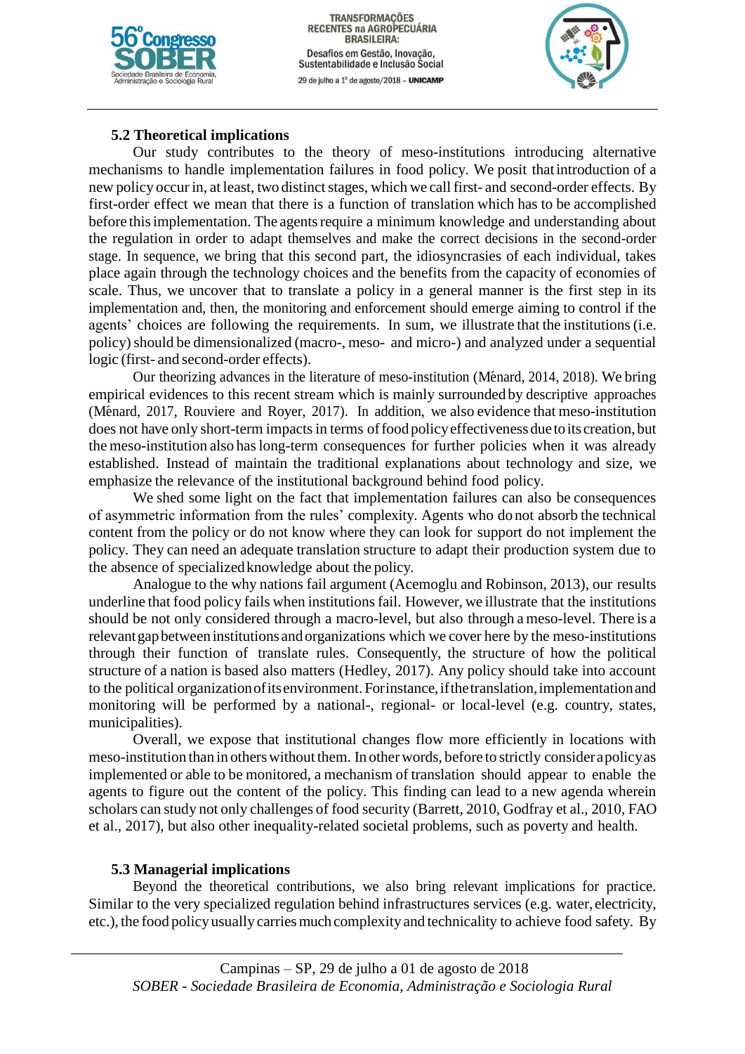### 5.2 Theoretical implications

Our study contributes to the theory of meso-institutions introducing alternative mechanisms to handle implementation failures in food policy. We posit that introduction of a new policy occur in, at least, two distinct stages, which we call first- and second-order effects. By first-order effect we mean that there is a function of translation which has to be accomplished before this implementation. The agents require a minimum knowledge and understanding about the regulation in order to adapt themselves and make the correct decisions in the second-order stage. In sequence, we bring that this second part, the idiosyncrasies of each individual, takes place again through the technology choices and the benefits from the capacity of economies of scale. Thus, we uncover that to translate a policy in a general manner is the first step in its implementation and, then, the monitoring and enforcement should emerge aiming to control if the agents' choices are following the requirements. In sum, we illustrate that the institutions (i.e. policy) should be dimensionalized (macro-, meso- and micro-) and analyzed under a sequential logic (first- and second-order effects).

Our theorizing advances in the literature of meso-institution (Ménard, 2014, 2018). We bring empirical evidences to this recent stream which is mainly surrounded by descriptive approaches (Ménard, 2017, Rouviere and Royer, 2017). In addition, we also evidence that meso-institution does not have only short-term impacts in terms of food policy effectiveness due to its creation, but the meso-institution also has long-term consequences for further policies when it was already established. Instead of maintain the traditional explanations about technology and size, we emphasize the relevance of the institutional background behind food policy.

We shed some light on the fact that implementation failures can also be consequences of asymmetric information from the rules' complexity. Agents who do not absorb the technical content from the policy or do not know where they can look for support do not implement the policy. They can need an adequate translation structure to adapt their production system due to the absence of specialized knowledge about the policy.

Analogue to the why nations fail argument (Acemoglu and Robinson, 2013), our results underline that food policy fails when institutions fail. However, we illustrate that the institutions should be not only considered through a macro-level, but also through a meso-level. There is a relevant gap between institutions and organizations which we cover here by the meso-institutions through their function of translate rules. Consequently, the structure of how the political structure of a nation is based also matters (Hedley, 2017). Any policy should take into account to the political organization of its environment. For instance, if the translation, implementation and monitoring will be performed by a national-, regional- or local-level (e.g. country, states, municipalities).

Overall, we expose that institutional changes flow more efficiently in locations with meso-institution than in others without them. In other words, before to strictly consider a policy as implemented or able to be monitored, a mechanism of translation should appear to enable the agents to figure out the content of the policy. This finding can lead to a new agenda wherein scholars can study not only challenges of food security (Barrett, 2010, Godfray et al., 2010, FAO et al., 2017), but also other inequality-related societal problems, such as poverty and health.

### 5.3 Managerial implications

Beyond the theoretical contributions, we also bring relevant implications for practice. Similar to the very specialized regulation behind infrastructures services (e.g. water, electricity, etc.), the food policy usually carries much complexity and technicality to achieve food safety. By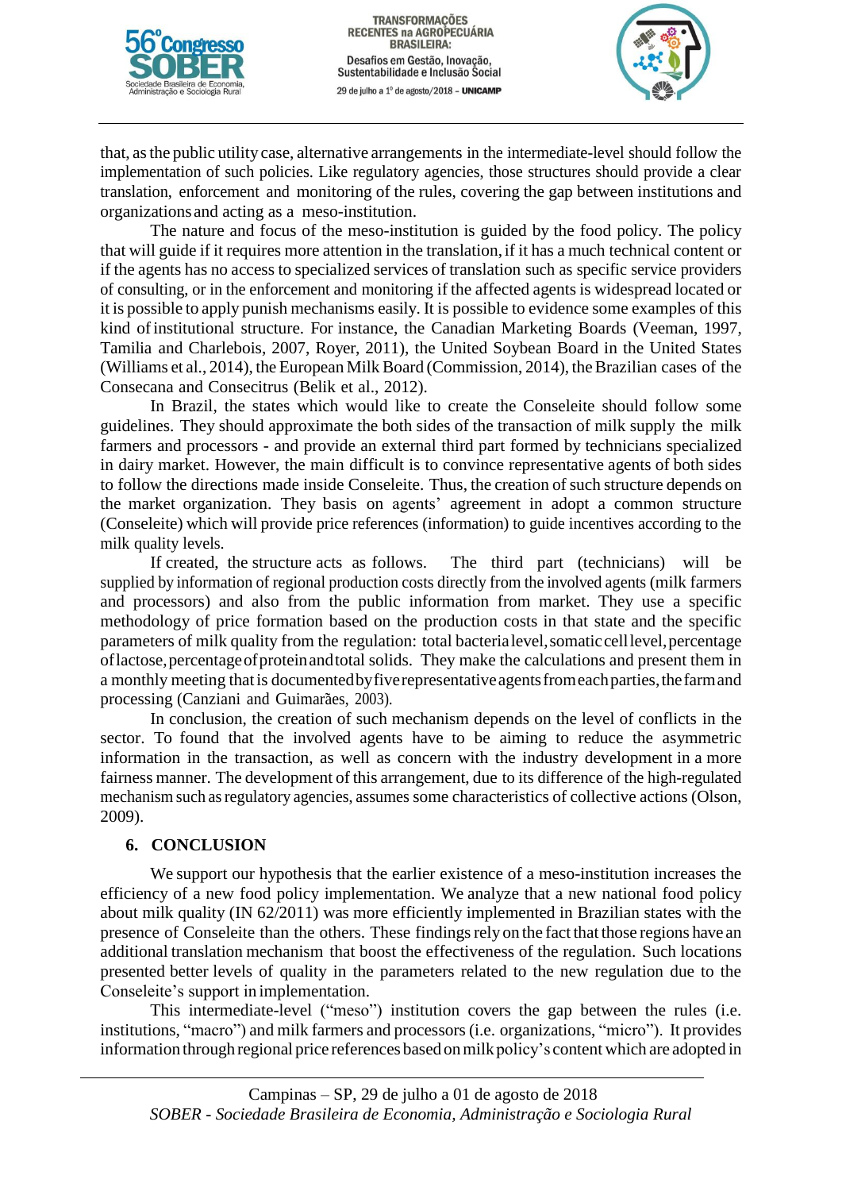that, as the public utility case, alternative arrangements in the intermediate-level should follow the implementation of such policies. Like regulatory agencies, those structures should provide a clear translation, enforcement and monitoring of the rules, covering the gap between institutions and organizations and acting as a meso-institution.

The nature and focus of the meso-institution is guided by the food policy. The policy that will guide if it requires more attention in the translation, if it has a much technical content or if the agents has no access to specialized services of translation such as specific service providers of consulting, or in the enforcement and monitoring if the affected agents is widespread located or it is possible to apply punish mechanisms easily. It is possible to evidence some examples of this kind of institutional structure. For instance, the Canadian Marketing Boards (Veeman, 1997, Tamilia and Charlebois, 2007, Royer, 2011), the United Soybean Board in the United States (Williams et al., 2014), the European Milk Board (Commission, 2014), the Brazilian cases of the Consecana and Consecitrus (Belik et al., 2012).

In Brazil, the states which would like to create the Conseleite should follow some guidelines. They should approximate the both sides of the transaction of milk supply the milk farmers and processors - and provide an external third part formed by technicians specialized in dairy market. However, the main difficult is to convince representative agents of both sides to follow the directions made inside Conseleite. Thus, the creation of such structure depends on the market organization. They basis on agents' agreement in adopt a common structure (Conseleite) which will provide price references (information) to guide incentives according to the milk quality levels.

If created, the structure acts as follows. The third part (technicians) will be supplied by information of regional production costs directly from the involved agents (milk farmers and processors) and also from the public information from market. They use a specific methodology of price formation based on the production costs in that state and the specific parameters of milk quality from the regulation: total bacteria level, somatic cell level, percentage of lactose, percentage of protein and total solids. They make the calculations and present them in a monthly meeting that is documented by five representative agents from each parties, the farm and processing (Canziani and Guimarães, 2003).

In conclusion, the creation of such mechanism depends on the level of conflicts in the sector. To found that the involved agents have to be aiming to reduce the asymmetric information in the transaction, as well as concern with the industry development in a more fairness manner. The development of this arrangement, due to its difference of the high-regulated mechanism such as regulatory agencies, assumes some characteristics of collective actions (Olson, 2009).

## 6. CONCLUSION

We support our hypothesis that the earlier existence of a meso-institution increases the efficiency of a new food policy implementation. We analyze that a new national food policy about milk quality (IN 62/2011) was more efficiently implemented in Brazilian states with the presence of Conseleite than the others. These findings rely on the fact that those regions have an additional translation mechanism that boost the effectiveness of the regulation. Such locations presented better levels of quality in the parameters related to the new regulation due to the Conseleite's support in implementation.

This intermediate-level ("meso") institution covers the gap between the rules (i.e. institutions, "macro") and milk farmers and processors (i.e. organizations, "micro"). It provides information through regional price references based on milk policy's content which are adopted in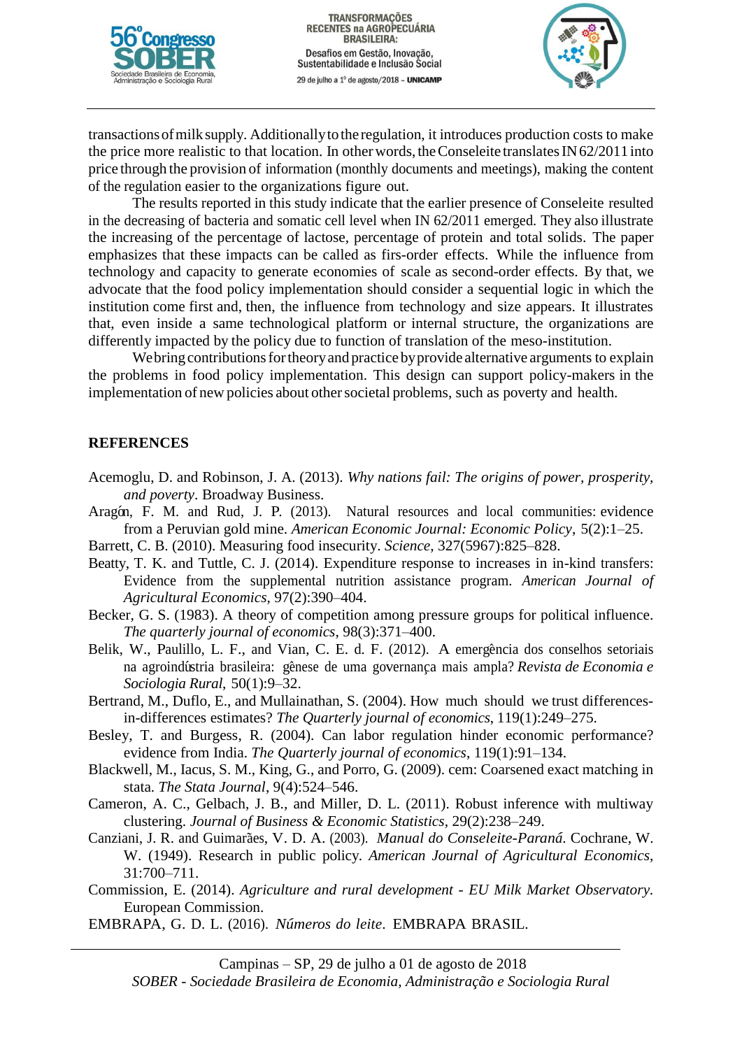transactions of milk supply. Additionally to the regulation, it introduces production costs to make the price more realistic to that location. In other words, the Conseleite translates IN 62/2011 into price through the provision of information (monthly documents and meetings), making the content of the regulation easier to the organizations figure out.

The results reported in this study indicate that the earlier presence of Conseleite resulted in the decreasing of bacteria and somatic cell level when IN 62/2011 emerged. They also illustrate the increasing of the percentage of lactose, percentage of protein and total solids. The paper emphasizes that these impacts can be called as firs-order effects. While the influence from technology and capacity to generate economies of scale as second-order effects. By that, we advocate that the food policy implementation should consider a sequential logic in which the institution come first and, then, the influence from technology and size appears. It illustrates that, even inside a same technological platform or internal structure, the organizations are differently impacted by the policy due to function of translation of the meso-institution.

We bring contributions for theory and practice by provide alternative arguments to explain the problems in food policy implementation. This design can support policy-makers in the implementation of new policies about other societal problems, such as poverty and health.

## REFERENCES

Acemoglu, D. and Robinson, J. A. (2013). *Why nations fail: The origins of power, prosperity, and poverty*. Broadway Business.

Aragón, F. M. and Rud, J. P. (2013). Natural resources and local communities: evidence from a Peruvian gold mine. *American Economic Journal: Economic Policy*, 5(2):1–25.

Barrett, C. B. (2010). Measuring food insecurity. *Science*, 327(5967):825–828.

Beatty, T. K. and Tuttle, C. J. (2014). Expenditure response to increases in in-kind transfers: Evidence from the supplemental nutrition assistance program. *American Journal of Agricultural Economics*, 97(2):390–404.

Becker, G. S. (1983). A theory of competition among pressure groups for political influence. *The quarterly journal of economics*, 98(3):371–400.

Belik, W., Paulillo, L. F., and Vian, C. E. d. F. (2012). A emergência dos conselhos setoriais na agroindústria brasileira: gênese de uma governança mais ampla? *Revista de Economia e Sociologia Rural*, 50(1):9–32.

Bertrand, M., Duflo, E., and Mullainathan, S. (2004). How much should we trust differences-in-differences estimates? *The Quarterly journal of economics*, 119(1):249–275.

Besley, T. and Burgess, R. (2004). Can labor regulation hinder economic performance? evidence from India. *The Quarterly journal of economics*, 119(1):91–134.

Blackwell, M., Iacus, S. M., King, G., and Porro, G. (2009). cem: Coarsened exact matching in stata. *The Stata Journal*, 9(4):524–546.

Cameron, A. C., Gelbach, J. B., and Miller, D. L. (2011). Robust inference with multiway clustering. *Journal of Business & Economic Statistics*, 29(2):238–249.

Canziani, J. R. and Guimarães, V. D. A. (2003). *Manual do Conseleite-Paraná*. Cochrane, W. W. (1949). Research in public policy. *American Journal of Agricultural Economics*, 31:700–711.

Commission, E. (2014). *Agriculture and rural development - EU Milk Market Observatory*. European Commission.

EMBRAPA, G. D. L. (2016). *Números do leite*. EMBRAPA BRASIL.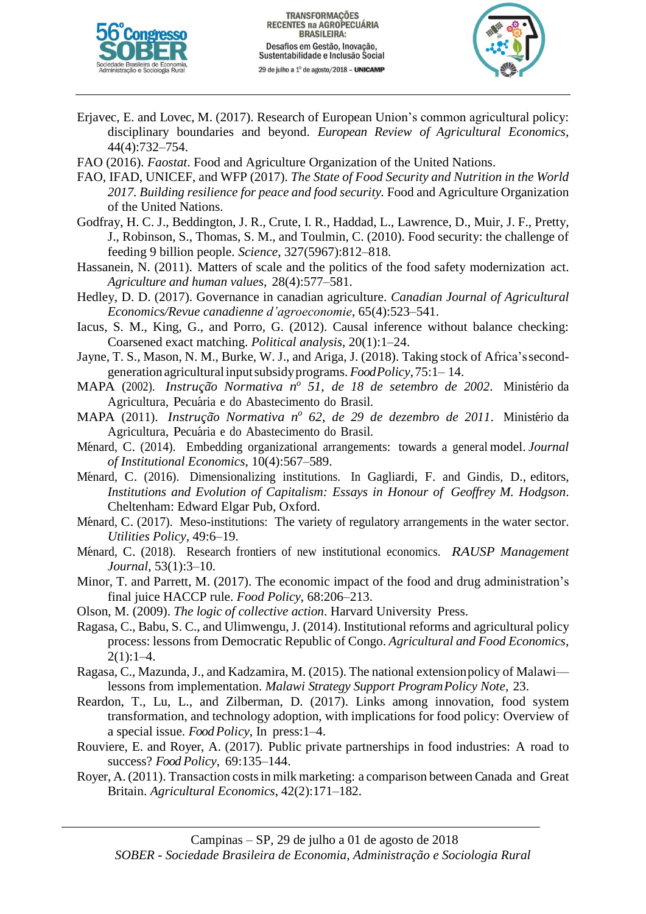Erjavec, E. and Lovec, M. (2017). Research of European Union's common agricultural policy: disciplinary boundaries and beyond. *European Review of Agricultural Economics*, 44(4):732–754.

FAO (2016). *Faostat*. Food and Agriculture Organization of the United Nations.

FAO, IFAD, UNICEF, and WFP (2017). *The State of Food Security and Nutrition in the World 2017. Building resilience for peace and food security.* Food and Agriculture Organization of the United Nations.

Godfray, H. C. J., Beddington, J. R., Crute, I. R., Haddad, L., Lawrence, D., Muir, J. F., Pretty, J., Robinson, S., Thomas, S. M., and Toulmin, C. (2010). Food security: the challenge of feeding 9 billion people. *Science*, 327(5967):812–818.

Hassanein, N. (2011). Matters of scale and the politics of the food safety modernization act. *Agriculture and human values*, 28(4):577–581.

Hedley, D. D. (2017). Governance in canadian agriculture. *Canadian Journal of Agricultural Economics/Revue canadienne d'agroeconomie*, 65(4):523–541.

Iacus, S. M., King, G., and Porro, G. (2012). Causal inference without balance checking: Coarsened exact matching. *Political analysis*, 20(1):1–24.

Jayne, T. S., Mason, N. M., Burke, W. J., and Ariga, J. (2018). Taking stock of Africa's second-generation agricultural input subsidy programs. *Food Policy*, 75:1– 14.

MAPA (2002). *Instrução Normativa nº 51, de 18 de setembro de 2002*. Ministério da Agricultura, Pecuária e do Abastecimento do Brasil.

MAPA (2011). *Instrução Normativa nº 62, de 29 de dezembro de 2011*. Ministério da Agricultura, Pecuária e do Abastecimento do Brasil.

Ménard, C. (2014). Embedding organizational arrangements: towards a general model. *Journal of Institutional Economics*, 10(4):567–589.

Ménard, C. (2016). Dimensionalizing institutions. In Gagliardi, F. and Gindis, D., editors, *Institutions and Evolution of Capitalism: Essays in Honour of Geoffrey M. Hodgson*. Cheltenham: Edward Elgar Pub, Oxford.

Ménard, C. (2017). Meso-institutions: The variety of regulatory arrangements in the water sector. *Utilities Policy*, 49:6–19.

Ménard, C. (2018). Research frontiers of new institutional economics. *RAUSP Management Journal*, 53(1):3–10.

Minor, T. and Parrett, M. (2017). The economic impact of the food and drug administration's final juice HACCP rule. *Food Policy*, 68:206–213.

Olson, M. (2009). *The logic of collective action*. Harvard University Press.

Ragasa, C., Babu, S. C., and Ulimwengu, J. (2014). Institutional reforms and agricultural policy process: lessons from Democratic Republic of Congo. *Agricultural and Food Economics*, 2(1):1–4.

Ragasa, C., Mazunda, J., and Kadzamira, M. (2015). The national extension policy of Malawi—lessons from implementation. *Malawi Strategy Support Program Policy Note*, 23.

Reardon, T., Lu, L., and Zilberman, D. (2017). Links among innovation, food system transformation, and technology adoption, with implications for food policy: Overview of a special issue. *Food Policy*, In press:1–4.

Rouviere, E. and Royer, A. (2017). Public private partnerships in food industries: A road to success? *Food Policy*, 69:135–144.

Royer, A. (2011). Transaction costs in milk marketing: a comparison between Canada and Great Britain. *Agricultural Economics*, 42(2):171–182.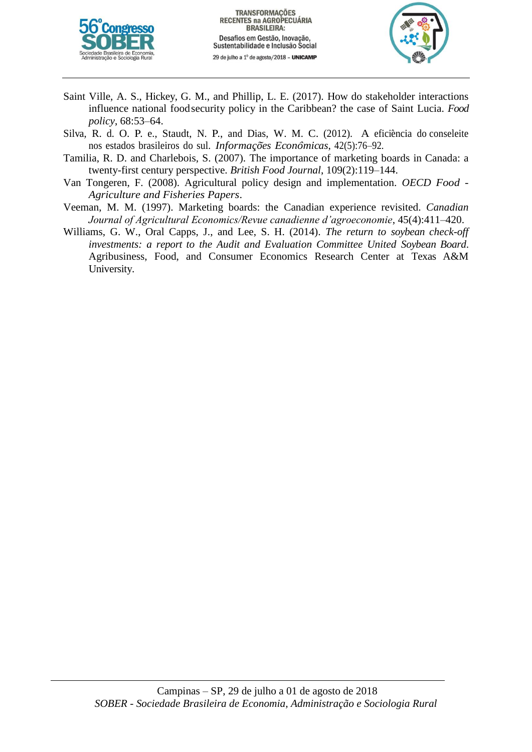Saint Ville, A. S., Hickey, G. M., and Phillip, L. E. (2017). How do stakeholder interactions influence national food security policy in the Caribbean? the case of Saint Lucia. *Food policy*, 68:53–64.

Silva, R. d. O. P. e., Staudt, N. P., and Dias, W. M. C. (2012). A eficiência do conseleite nos estados brasileiros do sul. *Informações Econômicas*, 42(5):76–92.

Tamilia, R. D. and Charlebois, S. (2007). The importance of marketing boards in Canada: a twenty-first century perspective. *British Food Journal*, 109(2):119–144.

Van Tongeren, F. (2008). Agricultural policy design and implementation. *OECD Food - Agriculture and Fisheries Papers*.

Veeman, M. M. (1997). Marketing boards: the Canadian experience revisited. *Canadian Journal of Agricultural Economics/Revue canadienne d'agroeconomie*, 45(4):411–420.

Williams, G. W., Oral Capps, J., and Lee, S. H. (2014). *The return to soybean check-off investments: a report to the Audit and Evaluation Committee United Soybean Board*. Agribusiness, Food, and Consumer Economics Research Center at Texas A&M University.